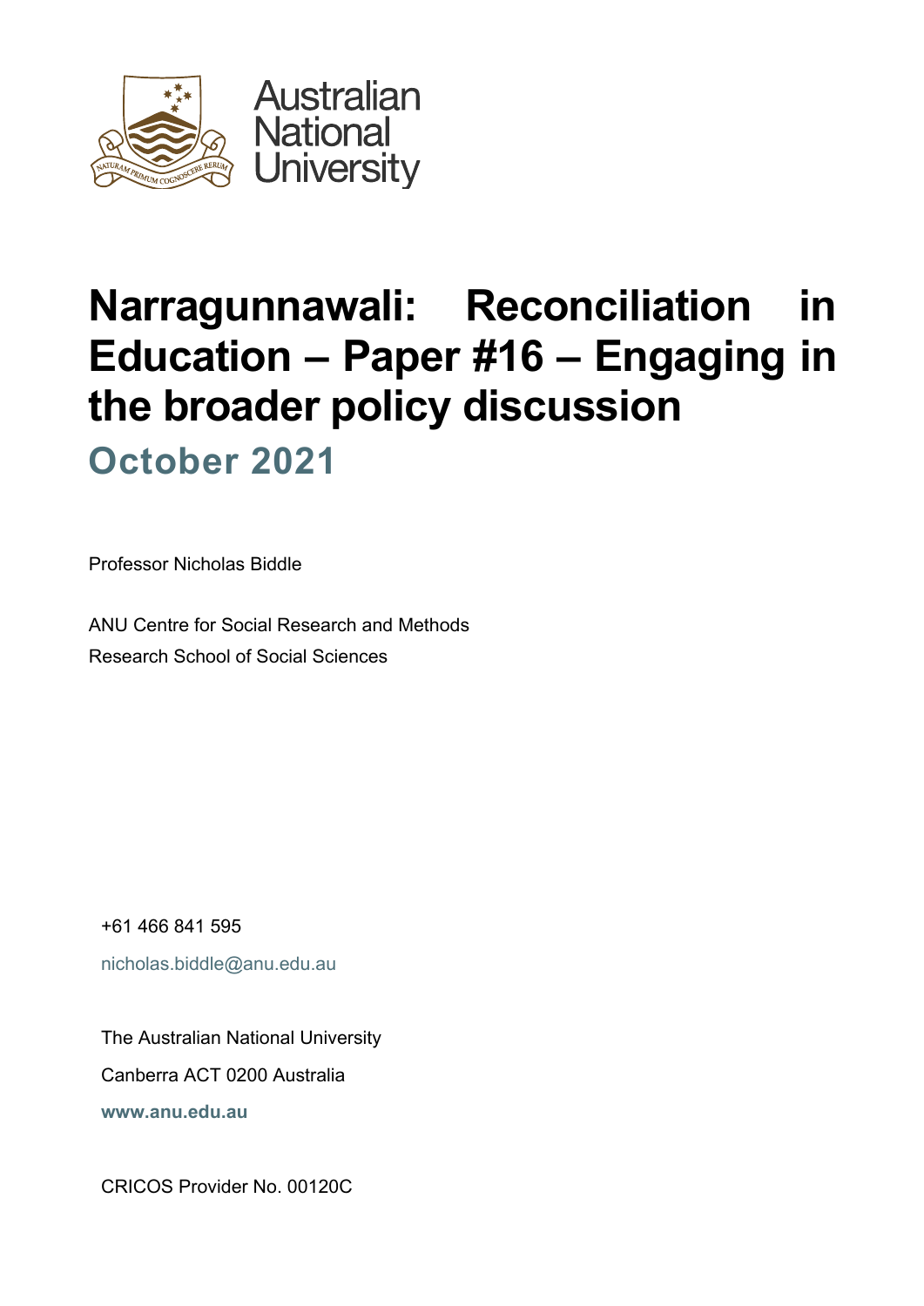Australian National University

# Narragunnawali: Reconciliation in Education – Paper #16 – Engaging in the broader policy discussion

## October 2021

Professor Nicholas Biddle

ANU Centre for Social Research and Methods
Research School of Social Sciences

+61 466 841 595

nicholas.biddle@anu.edu.au

The Australian National University
Canberra ACT 0200 Australia
**www.anu.edu.au**

CRICOS Provider No. 00120C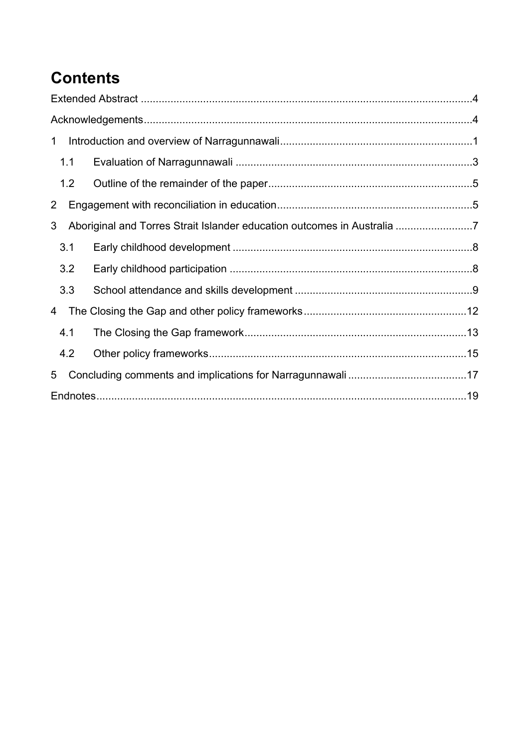# Contents

Extended Abstract ....................................................................................................4

Acknowledgements....................................................................................................4

1 Introduction and overview of Narragunnawali ..........................................................1

1.1 Evaluation of Narragunnawali ...............................................................................3

1.2 Outline of the remainder of the paper....................................................................5

2 Engagement with reconciliation in education.............................................................5

3 Aboriginal and Torres Strait Islander education outcomes in Australia ........................7

3.1 Early childhood development ................................................................................8

3.2 Early childhood participation .................................................................................8

3.3 School attendance and skills development ............................................................9

4 The Closing the Gap and other policy frameworks ......................................................12

4.1 The Closing the Gap framework............................................................................13

4.2 Other policy frameworks.......................................................................................15

5 Concluding comments and implications for Narragunnawali .......................................17

Endnotes....................................................................................................................19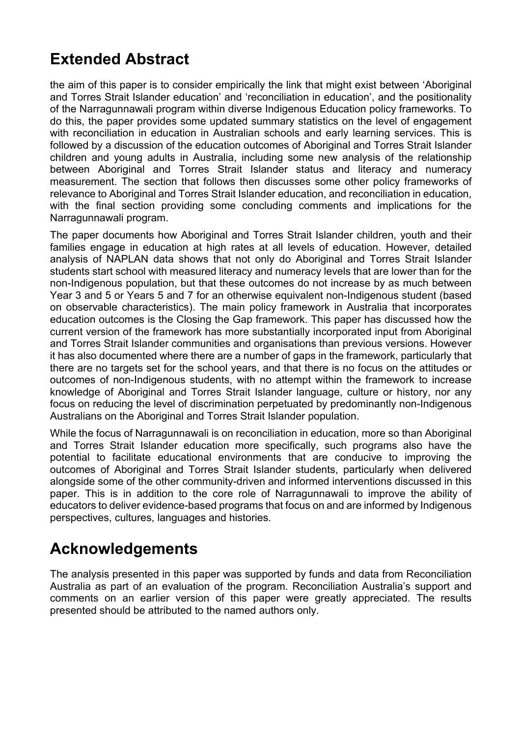## Extended Abstract

the aim of this paper is to consider empirically the link that might exist between 'Aboriginal and Torres Strait Islander education' and 'reconciliation in education', and the positionality of the Narragunnawali program within diverse Indigenous Education policy frameworks. To do this, the paper provides some updated summary statistics on the level of engagement with reconciliation in education in Australian schools and early learning services. This is followed by a discussion of the education outcomes of Aboriginal and Torres Strait Islander children and young adults in Australia, including some new analysis of the relationship between Aboriginal and Torres Strait Islander status and literacy and numeracy measurement. The section that follows then discusses some other policy frameworks of relevance to Aboriginal and Torres Strait Islander education, and reconciliation in education, with the final section providing some concluding comments and implications for the Narragunnawali program.

The paper documents how Aboriginal and Torres Strait Islander children, youth and their families engage in education at high rates at all levels of education. However, detailed analysis of NAPLAN data shows that not only do Aboriginal and Torres Strait Islander students start school with measured literacy and numeracy levels that are lower than for the non-Indigenous population, but that these outcomes do not increase by as much between Year 3 and 5 or Years 5 and 7 for an otherwise equivalent non-Indigenous student (based on observable characteristics). The main policy framework in Australia that incorporates education outcomes is the Closing the Gap framework. This paper has discussed how the current version of the framework has more substantially incorporated input from Aboriginal and Torres Strait Islander communities and organisations than previous versions. However it has also documented where there are a number of gaps in the framework, particularly that there are no targets set for the school years, and that there is no focus on the attitudes or outcomes of non-Indigenous students, with no attempt within the framework to increase knowledge of Aboriginal and Torres Strait Islander language, culture or history, nor any focus on reducing the level of discrimination perpetuated by predominantly non-Indigenous Australians on the Aboriginal and Torres Strait Islander population.

While the focus of Narragunnawali is on reconciliation in education, more so than Aboriginal and Torres Strait Islander education more specifically, such programs also have the potential to facilitate educational environments that are conducive to improving the outcomes of Aboriginal and Torres Strait Islander students, particularly when delivered alongside some of the other community-driven and informed interventions discussed in this paper. This is in addition to the core role of Narragunnawali to improve the ability of educators to deliver evidence-based programs that focus on and are informed by Indigenous perspectives, cultures, languages and histories.

## Acknowledgements

The analysis presented in this paper was supported by funds and data from Reconciliation Australia as part of an evaluation of the program. Reconciliation Australia's support and comments on an earlier version of this paper were greatly appreciated. The results presented should be attributed to the named authors only.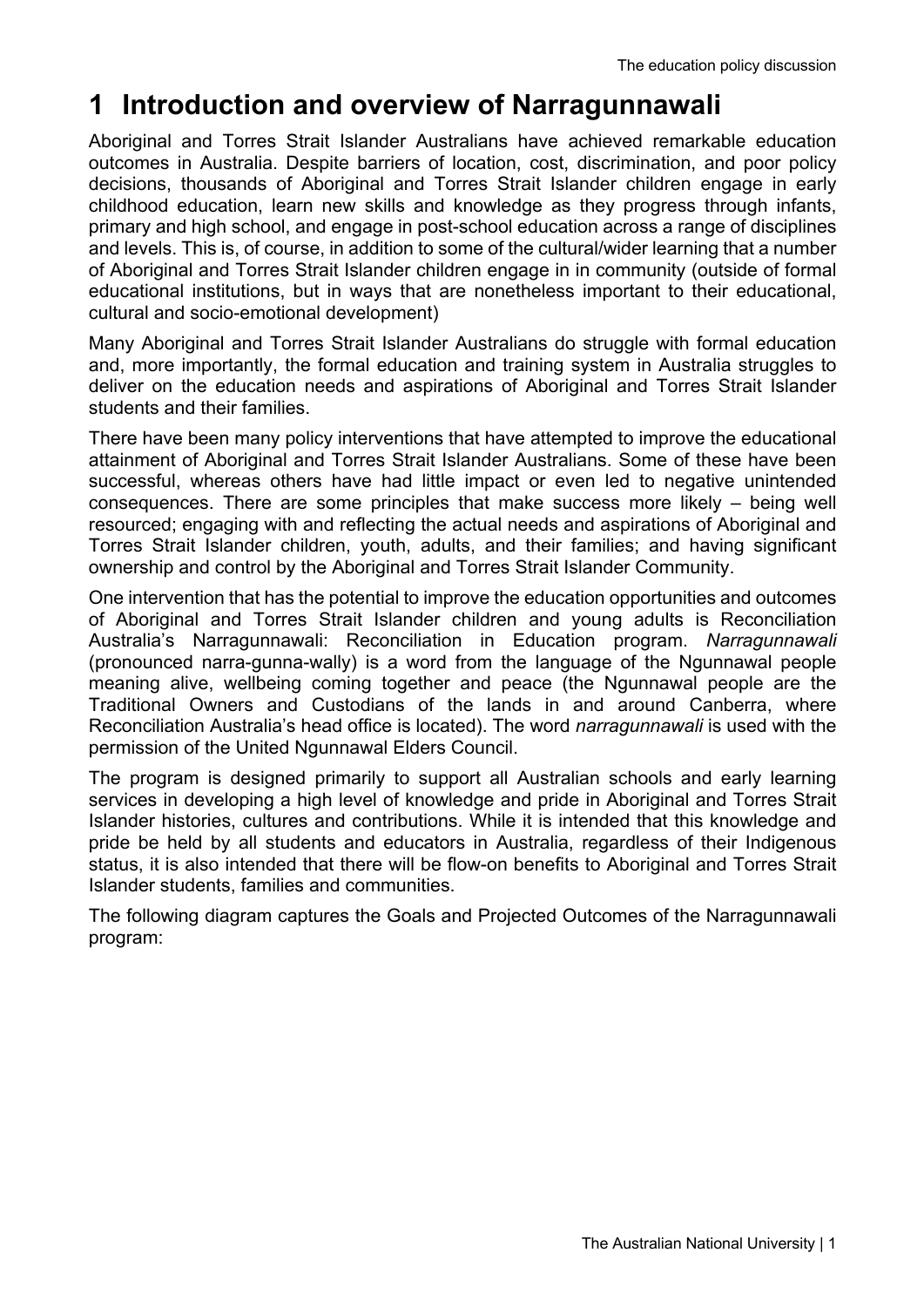# 1 Introduction and overview of Narragunnawali

Aboriginal and Torres Strait Islander Australians have achieved remarkable education outcomes in Australia. Despite barriers of location, cost, discrimination, and poor policy decisions, thousands of Aboriginal and Torres Strait Islander children engage in early childhood education, learn new skills and knowledge as they progress through infants, primary and high school, and engage in post-school education across a range of disciplines and levels. This is, of course, in addition to some of the cultural/wider learning that a number of Aboriginal and Torres Strait Islander children engage in in community (outside of formal educational institutions, but in ways that are nonetheless important to their educational, cultural and socio-emotional development)

Many Aboriginal and Torres Strait Islander Australians do struggle with formal education and, more importantly, the formal education and training system in Australia struggles to deliver on the education needs and aspirations of Aboriginal and Torres Strait Islander students and their families.

There have been many policy interventions that have attempted to improve the educational attainment of Aboriginal and Torres Strait Islander Australians. Some of these have been successful, whereas others have had little impact or even led to negative unintended consequences. There are some principles that make success more likely – being well resourced; engaging with and reflecting the actual needs and aspirations of Aboriginal and Torres Strait Islander children, youth, adults, and their families; and having significant ownership and control by the Aboriginal and Torres Strait Islander Community.

One intervention that has the potential to improve the education opportunities and outcomes of Aboriginal and Torres Strait Islander children and young adults is Reconciliation Australia's Narragunnawali: Reconciliation in Education program. *Narragunnawali* (pronounced narra-gunna-wally) is a word from the language of the Ngunnawal people meaning alive, wellbeing coming together and peace (the Ngunnawal people are the Traditional Owners and Custodians of the lands in and around Canberra, where Reconciliation Australia's head office is located). The word *narragunnawali* is used with the permission of the United Ngunnawal Elders Council.

The program is designed primarily to support all Australian schools and early learning services in developing a high level of knowledge and pride in Aboriginal and Torres Strait Islander histories, cultures and contributions. While it is intended that this knowledge and pride be held by all students and educators in Australia, regardless of their Indigenous status, it is also intended that there will be flow-on benefits to Aboriginal and Torres Strait Islander students, families and communities.

The following diagram captures the Goals and Projected Outcomes of the Narragunnawali program: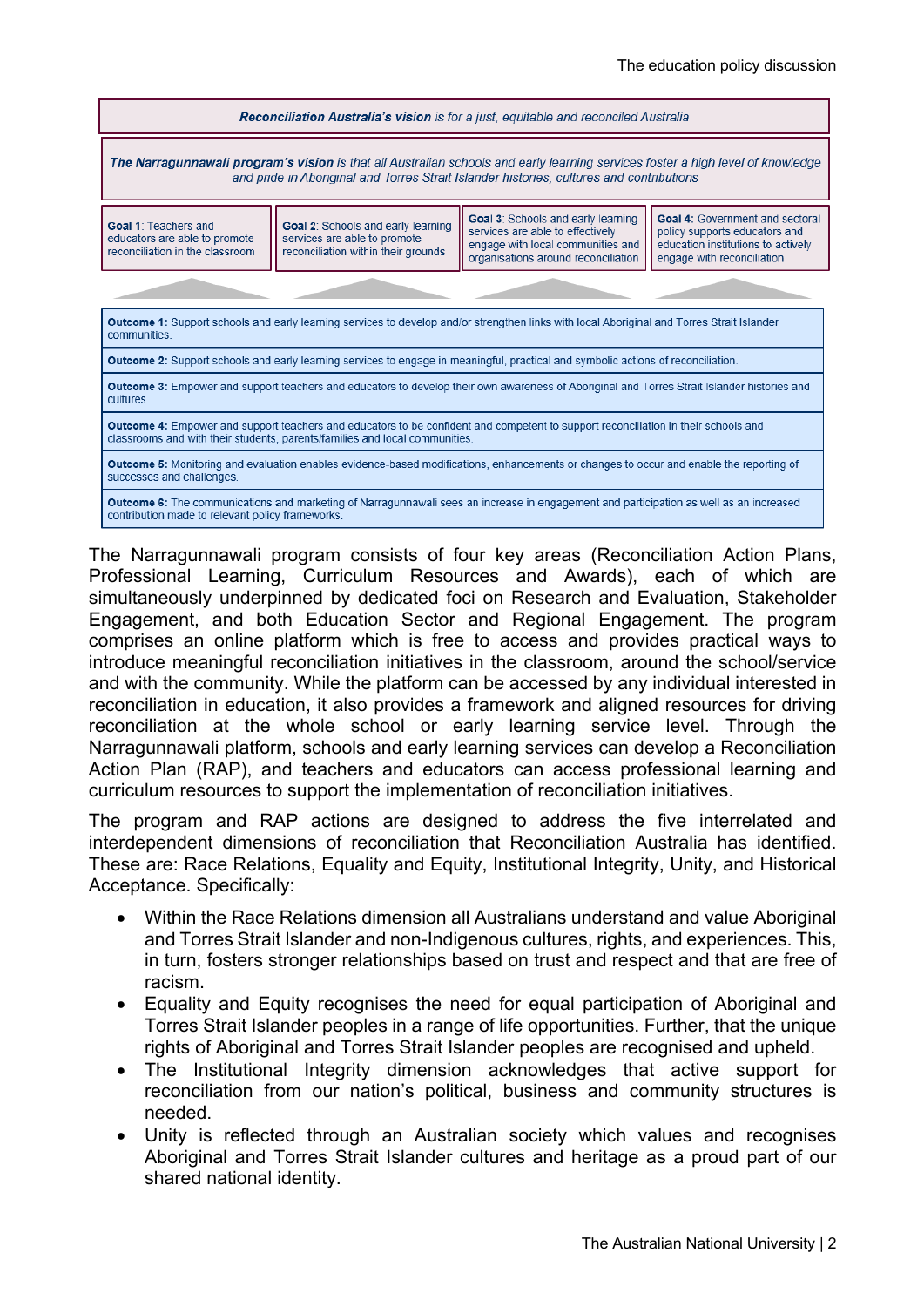***Reconciliation Australia's vision*** *is for a just, equitable and reconciled Australia*

***The Narragunnawali program's vision*** *is that all Australian schools and early learning services foster a high level of knowledge and pride in Aboriginal and Torres Strait Islander histories, cultures and contributions*

| **Goal 1**: Teachers and educators are able to promote reconciliation in the classroom | **Goal 2**: Schools and early learning services are able to promote reconciliation within their grounds | **Goal 3**: Schools and early learning services are able to effectively engage with local communities and organisations around reconciliation | **Goal 4:** Government and sectoral policy supports educators and education institutions to actively engage with reconciliation |
|---|---|---|---|

**Outcome 1:** Support schools and early learning services to develop and/or strengthen links with local Aboriginal and Torres Strait Islander communities.

**Outcome 2:** Support schools and early learning services to engage in meaningful, practical and symbolic actions of reconciliation.

**Outcome 3:** Empower and support teachers and educators to develop their own awareness of Aboriginal and Torres Strait Islander histories and cultures.

**Outcome 4:** Empower and support teachers and educators to be confident and competent to support reconciliation in their schools and classrooms and with their students, parents/families and local communities.

**Outcome 5:** Monitoring and evaluation enables evidence-based modifications, enhancements or changes to occur and enable the reporting of successes and challenges.

**Outcome 6:** The communications and marketing of Narragunnawali sees an increase in engagement and participation as well as an increased contribution made to relevant policy frameworks.

The Narragunnawali program consists of four key areas (Reconciliation Action Plans, Professional Learning, Curriculum Resources and Awards), each of which are simultaneously underpinned by dedicated foci on Research and Evaluation, Stakeholder Engagement, and both Education Sector and Regional Engagement. The program comprises an online platform which is free to access and provides practical ways to introduce meaningful reconciliation initiatives in the classroom, around the school/service and with the community. While the platform can be accessed by any individual interested in reconciliation in education, it also provides a framework and aligned resources for driving reconciliation at the whole school or early learning service level. Through the Narragunnawali platform, schools and early learning services can develop a Reconciliation Action Plan (RAP), and teachers and educators can access professional learning and curriculum resources to support the implementation of reconciliation initiatives.

The program and RAP actions are designed to address the five interrelated and interdependent dimensions of reconciliation that Reconciliation Australia has identified. These are: Race Relations, Equality and Equity, Institutional Integrity, Unity, and Historical Acceptance. Specifically:

- Within the Race Relations dimension all Australians understand and value Aboriginal and Torres Strait Islander and non-Indigenous cultures, rights, and experiences. This, in turn, fosters stronger relationships based on trust and respect and that are free of racism.
- Equality and Equity recognises the need for equal participation of Aboriginal and Torres Strait Islander peoples in a range of life opportunities. Further, that the unique rights of Aboriginal and Torres Strait Islander peoples are recognised and upheld.
- The Institutional Integrity dimension acknowledges that active support for reconciliation from our nation's political, business and community structures is needed.
- Unity is reflected through an Australian society which values and recognises Aboriginal and Torres Strait Islander cultures and heritage as a proud part of our shared national identity.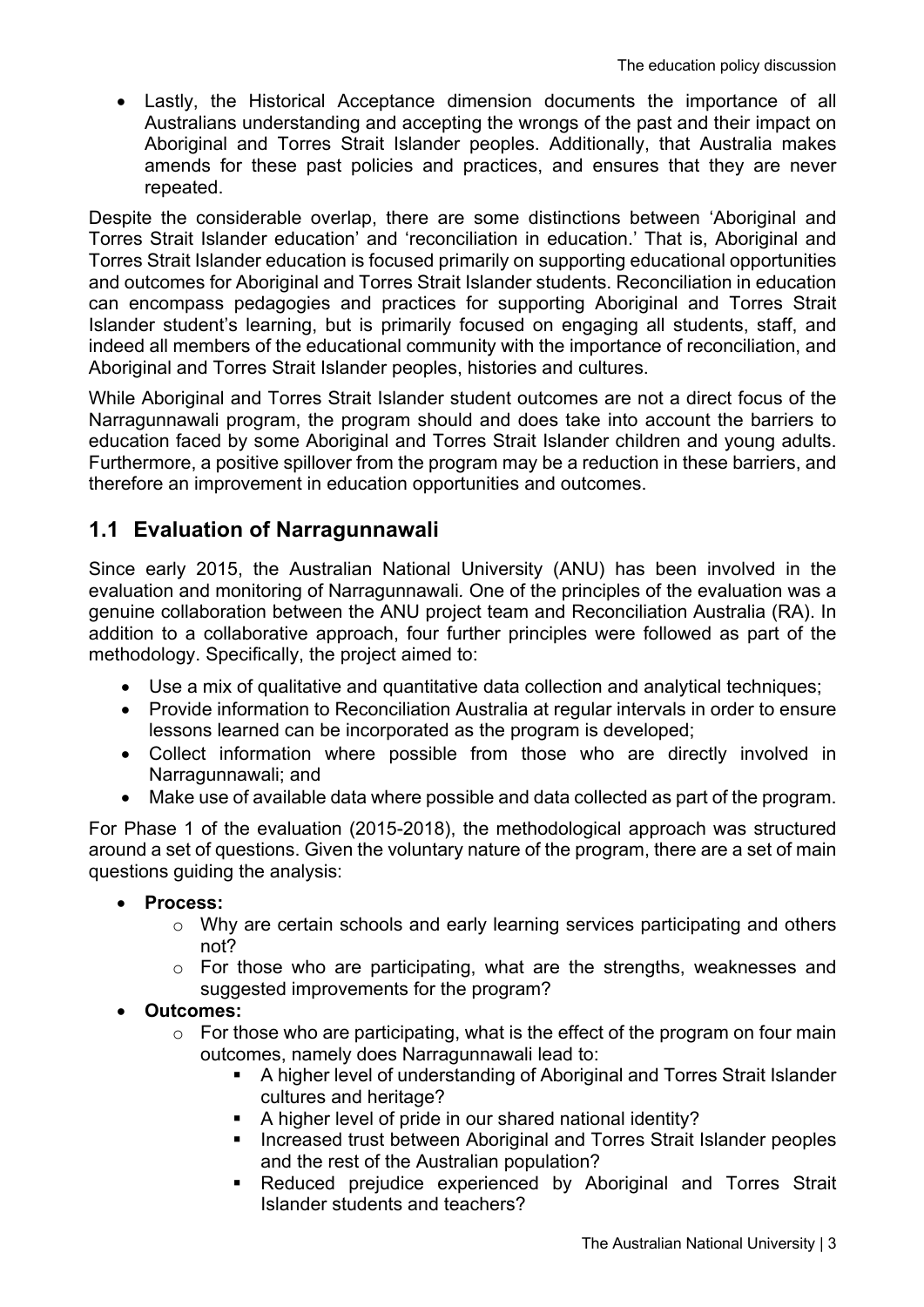- Lastly, the Historical Acceptance dimension documents the importance of all Australians understanding and accepting the wrongs of the past and their impact on Aboriginal and Torres Strait Islander peoples. Additionally, that Australia makes amends for these past policies and practices, and ensures that they are never repeated.

Despite the considerable overlap, there are some distinctions between 'Aboriginal and Torres Strait Islander education' and 'reconciliation in education.' That is, Aboriginal and Torres Strait Islander education is focused primarily on supporting educational opportunities and outcomes for Aboriginal and Torres Strait Islander students. Reconciliation in education can encompass pedagogies and practices for supporting Aboriginal and Torres Strait Islander student's learning, but is primarily focused on engaging all students, staff, and indeed all members of the educational community with the importance of reconciliation, and Aboriginal and Torres Strait Islander peoples, histories and cultures.

While Aboriginal and Torres Strait Islander student outcomes are not a direct focus of the Narragunnawali program, the program should and does take into account the barriers to education faced by some Aboriginal and Torres Strait Islander children and young adults. Furthermore, a positive spillover from the program may be a reduction in these barriers, and therefore an improvement in education opportunities and outcomes.

## 1.1 Evaluation of Narragunnawali

Since early 2015, the Australian National University (ANU) has been involved in the evaluation and monitoring of Narragunnawali*.* One of the principles of the evaluation was a genuine collaboration between the ANU project team and Reconciliation Australia (RA). In addition to a collaborative approach, four further principles were followed as part of the methodology. Specifically, the project aimed to:

- Use a mix of qualitative and quantitative data collection and analytical techniques;
- Provide information to Reconciliation Australia at regular intervals in order to ensure lessons learned can be incorporated as the program is developed;
- Collect information where possible from those who are directly involved in Narragunnawali; and
- Make use of available data where possible and data collected as part of the program.

For Phase 1 of the evaluation (2015-2018), the methodological approach was structured around a set of questions. Given the voluntary nature of the program, there are a set of main questions guiding the analysis:

- **Process:**
  - Why are certain schools and early learning services participating and others not?
  - For those who are participating, what are the strengths, weaknesses and suggested improvements for the program?
- **Outcomes:**
  - For those who are participating, what is the effect of the program on four main outcomes, namely does Narragunnawali lead to:
    - A higher level of understanding of Aboriginal and Torres Strait Islander cultures and heritage?
    - A higher level of pride in our shared national identity?
    - Increased trust between Aboriginal and Torres Strait Islander peoples and the rest of the Australian population?
    - Reduced prejudice experienced by Aboriginal and Torres Strait Islander students and teachers?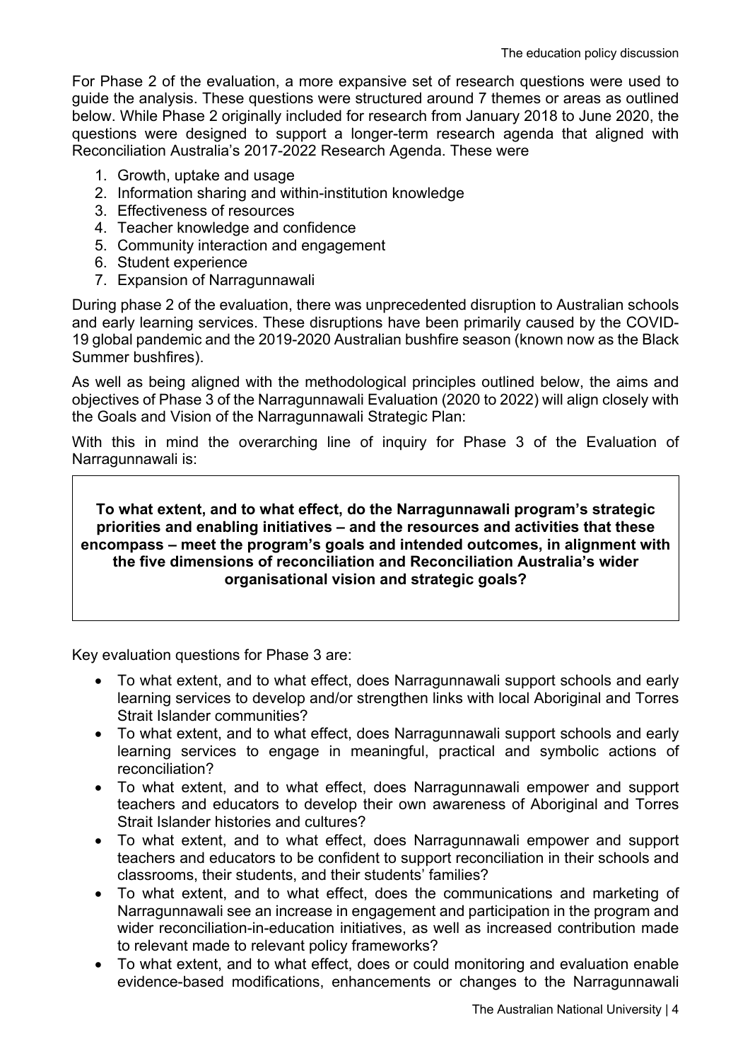For Phase 2 of the evaluation, a more expansive set of research questions were used to guide the analysis. These questions were structured around 7 themes or areas as outlined below. While Phase 2 originally included for research from January 2018 to June 2020, the questions were designed to support a longer-term research agenda that aligned with Reconciliation Australia's 2017-2022 Research Agenda. These were

1. Growth, uptake and usage
2. Information sharing and within-institution knowledge
3. Effectiveness of resources
4. Teacher knowledge and confidence
5. Community interaction and engagement
6. Student experience
7. Expansion of Narragunnawali

During phase 2 of the evaluation, there was unprecedented disruption to Australian schools and early learning services. These disruptions have been primarily caused by the COVID-19 global pandemic and the 2019-2020 Australian bushfire season (known now as the Black Summer bushfires).

As well as being aligned with the methodological principles outlined below, the aims and objectives of Phase 3 of the Narragunnawali Evaluation (2020 to 2022) will align closely with the Goals and Vision of the Narragunnawali Strategic Plan:

With this in mind the overarching line of inquiry for Phase 3 of the Evaluation of Narragunnawali is:

> **To what extent, and to what effect, do the Narragunnawali program's strategic priorities and enabling initiatives – and the resources and activities that these encompass – meet the program's goals and intended outcomes, in alignment with the five dimensions of reconciliation and Reconciliation Australia's wider organisational vision and strategic goals?**

Key evaluation questions for Phase 3 are:

- To what extent, and to what effect, does Narragunnawali support schools and early learning services to develop and/or strengthen links with local Aboriginal and Torres Strait Islander communities?
- To what extent, and to what effect, does Narragunnawali support schools and early learning services to engage in meaningful, practical and symbolic actions of reconciliation?
- To what extent, and to what effect, does Narragunnawali empower and support teachers and educators to develop their own awareness of Aboriginal and Torres Strait Islander histories and cultures?
- To what extent, and to what effect, does Narragunnawali empower and support teachers and educators to be confident to support reconciliation in their schools and classrooms, their students, and their students' families?
- To what extent, and to what effect, does the communications and marketing of Narragunnawali see an increase in engagement and participation in the program and wider reconciliation-in-education initiatives, as well as increased contribution made to relevant made to relevant policy frameworks?
- To what extent, and to what effect, does or could monitoring and evaluation enable evidence-based modifications, enhancements or changes to the Narragunnawali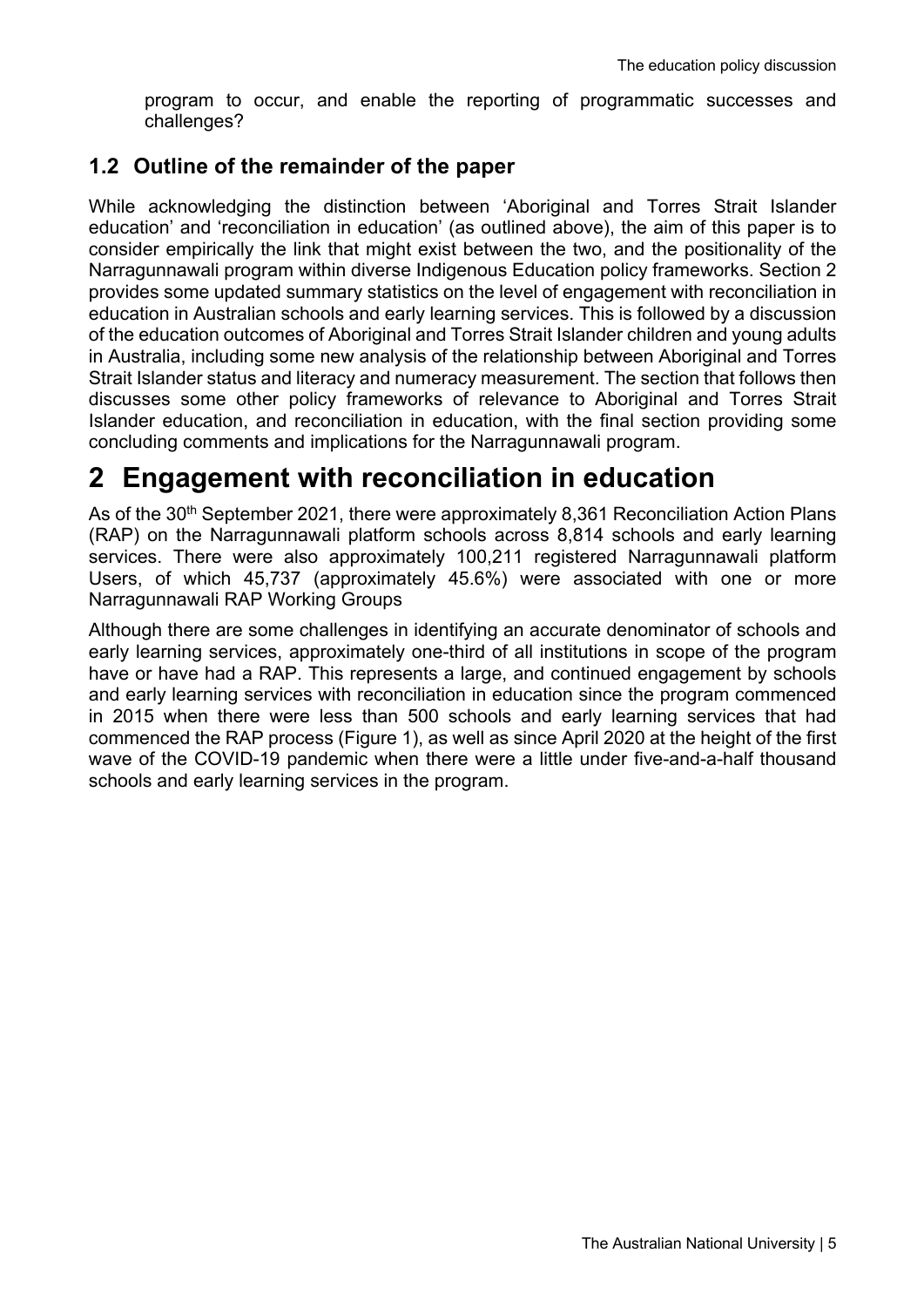program to occur, and enable the reporting of programmatic successes and challenges?

## 1.2 Outline of the remainder of the paper

While acknowledging the distinction between 'Aboriginal and Torres Strait Islander education' and 'reconciliation in education' (as outlined above), the aim of this paper is to consider empirically the link that might exist between the two, and the positionality of the Narragunnawali program within diverse Indigenous Education policy frameworks. Section 2 provides some updated summary statistics on the level of engagement with reconciliation in education in Australian schools and early learning services. This is followed by a discussion of the education outcomes of Aboriginal and Torres Strait Islander children and young adults in Australia, including some new analysis of the relationship between Aboriginal and Torres Strait Islander status and literacy and numeracy measurement. The section that follows then discusses some other policy frameworks of relevance to Aboriginal and Torres Strait Islander education, and reconciliation in education, with the final section providing some concluding comments and implications for the Narragunnawali program.

# 2 Engagement with reconciliation in education

As of the 30th September 2021, there were approximately 8,361 Reconciliation Action Plans (RAP) on the Narragunnawali platform schools across 8,814 schools and early learning services. There were also approximately 100,211 registered Narragunnawali platform Users, of which 45,737 (approximately 45.6%) were associated with one or more Narragunnawali RAP Working Groups

Although there are some challenges in identifying an accurate denominator of schools and early learning services, approximately one-third of all institutions in scope of the program have or have had a RAP. This represents a large, and continued engagement by schools and early learning services with reconciliation in education since the program commenced in 2015 when there were less than 500 schools and early learning services that had commenced the RAP process (Figure 1), as well as since April 2020 at the height of the first wave of the COVID-19 pandemic when there were a little under five-and-a-half thousand schools and early learning services in the program.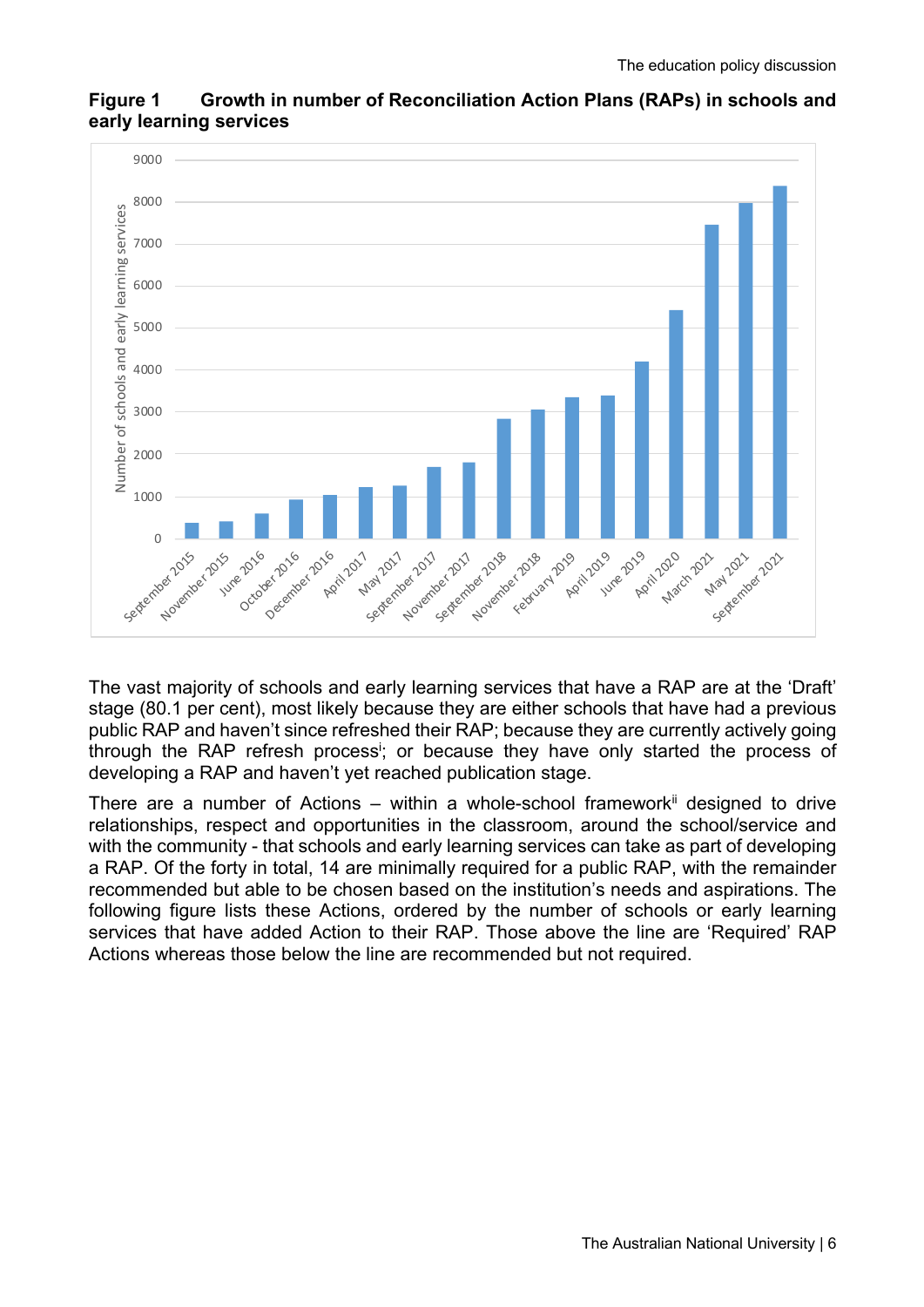**Figure 1 Growth in number of Reconciliation Action Plans (RAPs) in schools and early learning services**

The vast majority of schools and early learning services that have a RAP are at the 'Draft' stage (80.1 per cent), most likely because they are either schools that have had a previous public RAP and haven't since refreshed their RAP; because they are currently actively going through the RAP refresh process[i]; or because they have only started the process of developing a RAP and haven't yet reached publication stage.

There are a number of Actions – within a whole-school framework[ii] designed to drive relationships, respect and opportunities in the classroom, around the school/service and with the community - that schools and early learning services can take as part of developing a RAP. Of the forty in total, 14 are minimally required for a public RAP, with the remainder recommended but able to be chosen based on the institution's needs and aspirations. The following figure lists these Actions, ordered by the number of schools or early learning services that have added Action to their RAP. Those above the line are 'Required' RAP Actions whereas those below the line are recommended but not required.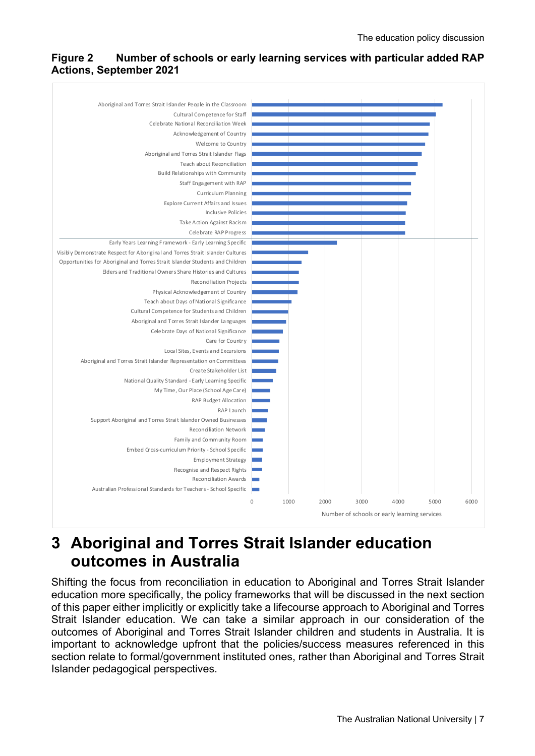**Figure 2 Number of schools or early learning services with particular added RAP Actions, September 2021**

| RAP Action | Number of schools or early learning services (approx.) |
|---|---|
| Aboriginal and Torres Strait Islander People in the Classroom | 5200 |
| Cultural Competence for Staff | 5000 |
| Celebrate National Reconciliation Week | 4850 |
| Acknowledgement of Country | 4800 |
| Welcome to Country | 4700 |
| Aboriginal and Torres Strait Islander Flags | 4600 |
| Teach about Reconciliation | 4500 |
| Build Relationships with Community | 4450 |
| Staff Engagement with RAP | 4350 |
| Curriculum Planning | 4350 |
| Explore Current Affairs and Issues | 4200 |
| Inclusive Policies | 4200 |
| Take Action Against Racism | 4150 |
| Celebrate RAP Progress | 4150 |
| Early Years Learning Framework - Early Learning Specific | 2300 |
| Visibly Demonstrate Respect for Aboriginal and Torres Strait Islander Cultures | 1500 |
| Opportunities for Aboriginal and Torres Strait Islander Students and Children | 1350 |
| Elders and Traditional Owners Share Histories and Cultures | 1300 |
| Reconciliation Projects | 1300 |
| Physical Acknowledgement of Country | 1250 |
| Teach about Days of National Significance | 1050 |
| Cultural Competence for Students and Children | 1000 |
| Aboriginal and Torres Strait Islander Languages | 950 |
| Celebrate Days of National Significance | 850 |
| Care for Country | 750 |
| Local Sites, Events and Excursions | 750 |
| Aboriginal and Torres Strait Islander Representation on Committees | 700 |
| Create Stakeholder List | 650 |
| National Quality Standard - Early Learning Specific | 550 |
| My Time, Our Place (School Age Care) | 500 |
| RAP Budget Allocation | 500 |
| RAP Launch | 450 |
| Support Aboriginal and Torres Strait Islander Owned Businesses | 400 |
| Reconciliation Network | 350 |
| Family and Community Room | 300 |
| Embed Cross-curriculum Priority - School Specific | 300 |
| Employment Strategy | 300 |
| Recognise and Respect Rights | 300 |
| Reconciliation Awards | 200 |
| Australian Professional Standards for Teachers - School Specific | 200 |

# 3 Aboriginal and Torres Strait Islander education outcomes in Australia

Shifting the focus from reconciliation in education to Aboriginal and Torres Strait Islander education more specifically, the policy frameworks that will be discussed in the next section of this paper either implicitly or explicitly take a lifecourse approach to Aboriginal and Torres Strait Islander education. We can take a similar approach in our consideration of the outcomes of Aboriginal and Torres Strait Islander children and students in Australia. It is important to acknowledge upfront that the policies/success measures referenced in this section relate to formal/government instituted ones, rather than Aboriginal and Torres Strait Islander pedagogical perspectives.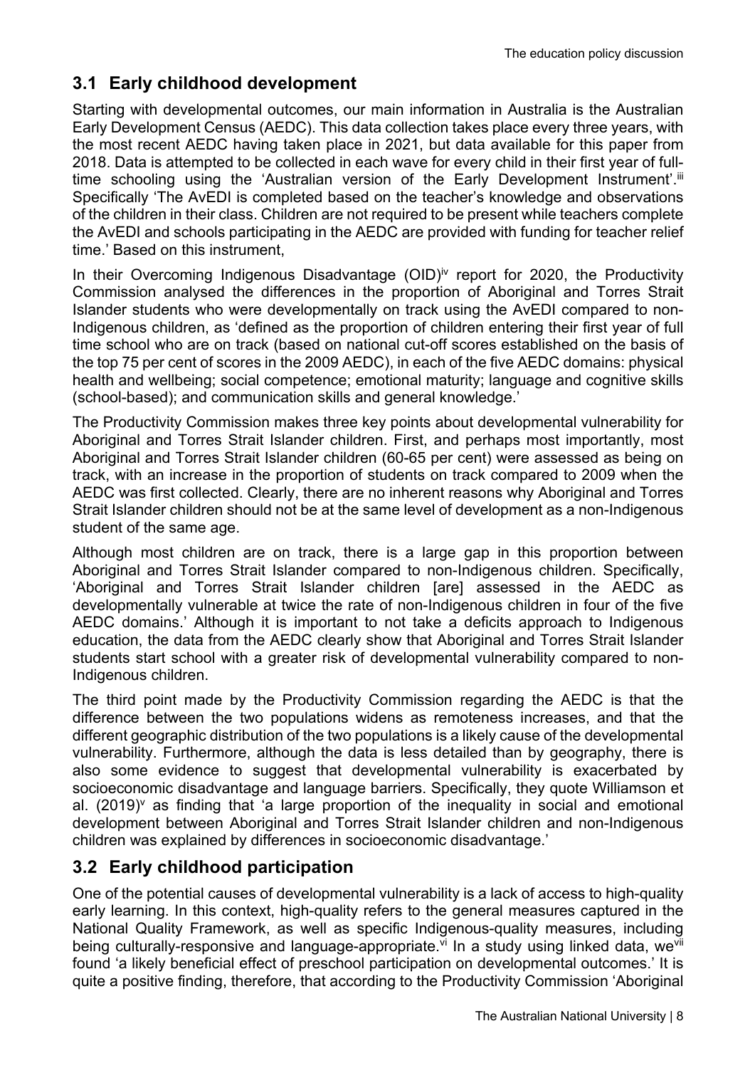## 3.1 Early childhood development

Starting with developmental outcomes, our main information in Australia is the Australian Early Development Census (AEDC). This data collection takes place every three years, with the most recent AEDC having taken place in 2021, but data available for this paper from 2018. Data is attempted to be collected in each wave for every child in their first year of full-time schooling using the 'Australian version of the Early Development Instrument'.[iii] Specifically 'The AvEDI is completed based on the teacher's knowledge and observations of the children in their class. Children are not required to be present while teachers complete the AvEDI and schools participating in the AEDC are provided with funding for teacher relief time.' Based on this instrument,

In their Overcoming Indigenous Disadvantage (OID)[iv] report for 2020, the Productivity Commission analysed the differences in the proportion of Aboriginal and Torres Strait Islander students who were developmentally on track using the AvEDI compared to non-Indigenous children, as 'defined as the proportion of children entering their first year of full time school who are on track (based on national cut-off scores established on the basis of the top 75 per cent of scores in the 2009 AEDC), in each of the five AEDC domains: physical health and wellbeing; social competence; emotional maturity; language and cognitive skills (school-based); and communication skills and general knowledge.'

The Productivity Commission makes three key points about developmental vulnerability for Aboriginal and Torres Strait Islander children. First, and perhaps most importantly, most Aboriginal and Torres Strait Islander children (60-65 per cent) were assessed as being on track, with an increase in the proportion of students on track compared to 2009 when the AEDC was first collected. Clearly, there are no inherent reasons why Aboriginal and Torres Strait Islander children should not be at the same level of development as a non-Indigenous student of the same age.

Although most children are on track, there is a large gap in this proportion between Aboriginal and Torres Strait Islander compared to non-Indigenous children. Specifically, 'Aboriginal and Torres Strait Islander children [are] assessed in the AEDC as developmentally vulnerable at twice the rate of non-Indigenous children in four of the five AEDC domains.' Although it is important to not take a deficits approach to Indigenous education, the data from the AEDC clearly show that Aboriginal and Torres Strait Islander students start school with a greater risk of developmental vulnerability compared to non-Indigenous children.

The third point made by the Productivity Commission regarding the AEDC is that the difference between the two populations widens as remoteness increases, and that the different geographic distribution of the two populations is a likely cause of the developmental vulnerability. Furthermore, although the data is less detailed than by geography, there is also some evidence to suggest that developmental vulnerability is exacerbated by socioeconomic disadvantage and language barriers. Specifically, they quote Williamson et al. (2019)[v] as finding that 'a large proportion of the inequality in social and emotional development between Aboriginal and Torres Strait Islander children and non-Indigenous children was explained by differences in socioeconomic disadvantage.'

## 3.2 Early childhood participation

One of the potential causes of developmental vulnerability is a lack of access to high-quality early learning. In this context, high-quality refers to the general measures captured in the National Quality Framework, as well as specific Indigenous-quality measures, including being culturally-responsive and language-appropriate.[vi] In a study using linked data, we[vii] found 'a likely beneficial effect of preschool participation on developmental outcomes.' It is quite a positive finding, therefore, that according to the Productivity Commission 'Aboriginal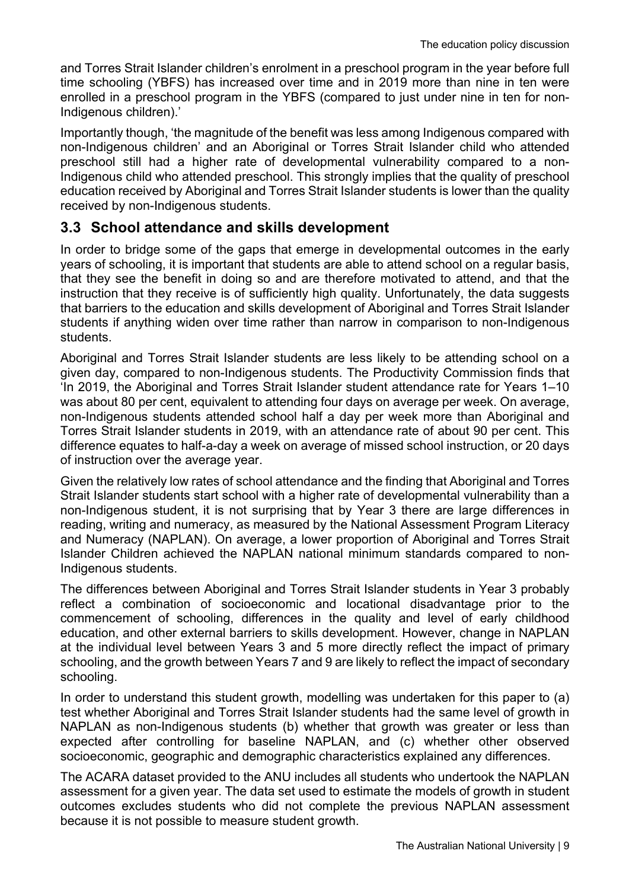and Torres Strait Islander children's enrolment in a preschool program in the year before full time schooling (YBFS) has increased over time and in 2019 more than nine in ten were enrolled in a preschool program in the YBFS (compared to just under nine in ten for non-Indigenous children).'

Importantly though, 'the magnitude of the benefit was less among Indigenous compared with non-Indigenous children' and an Aboriginal or Torres Strait Islander child who attended preschool still had a higher rate of developmental vulnerability compared to a non-Indigenous child who attended preschool. This strongly implies that the quality of preschool education received by Aboriginal and Torres Strait Islander students is lower than the quality received by non-Indigenous students.

## 3.3 School attendance and skills development

In order to bridge some of the gaps that emerge in developmental outcomes in the early years of schooling, it is important that students are able to attend school on a regular basis, that they see the benefit in doing so and are therefore motivated to attend, and that the instruction that they receive is of sufficiently high quality. Unfortunately, the data suggests that barriers to the education and skills development of Aboriginal and Torres Strait Islander students if anything widen over time rather than narrow in comparison to non-Indigenous students.

Aboriginal and Torres Strait Islander students are less likely to be attending school on a given day, compared to non-Indigenous students. The Productivity Commission finds that 'In 2019, the Aboriginal and Torres Strait Islander student attendance rate for Years 1–10 was about 80 per cent, equivalent to attending four days on average per week. On average, non-Indigenous students attended school half a day per week more than Aboriginal and Torres Strait Islander students in 2019, with an attendance rate of about 90 per cent. This difference equates to half-a-day a week on average of missed school instruction, or 20 days of instruction over the average year.

Given the relatively low rates of school attendance and the finding that Aboriginal and Torres Strait Islander students start school with a higher rate of developmental vulnerability than a non-Indigenous student, it is not surprising that by Year 3 there are large differences in reading, writing and numeracy, as measured by the National Assessment Program Literacy and Numeracy (NAPLAN). On average, a lower proportion of Aboriginal and Torres Strait Islander Children achieved the NAPLAN national minimum standards compared to non-Indigenous students.

The differences between Aboriginal and Torres Strait Islander students in Year 3 probably reflect a combination of socioeconomic and locational disadvantage prior to the commencement of schooling, differences in the quality and level of early childhood education, and other external barriers to skills development. However, change in NAPLAN at the individual level between Years 3 and 5 more directly reflect the impact of primary schooling, and the growth between Years 7 and 9 are likely to reflect the impact of secondary schooling.

In order to understand this student growth, modelling was undertaken for this paper to (a) test whether Aboriginal and Torres Strait Islander students had the same level of growth in NAPLAN as non-Indigenous students (b) whether that growth was greater or less than expected after controlling for baseline NAPLAN, and (c) whether other observed socioeconomic, geographic and demographic characteristics explained any differences.

The ACARA dataset provided to the ANU includes all students who undertook the NAPLAN assessment for a given year. The data set used to estimate the models of growth in student outcomes excludes students who did not complete the previous NAPLAN assessment because it is not possible to measure student growth.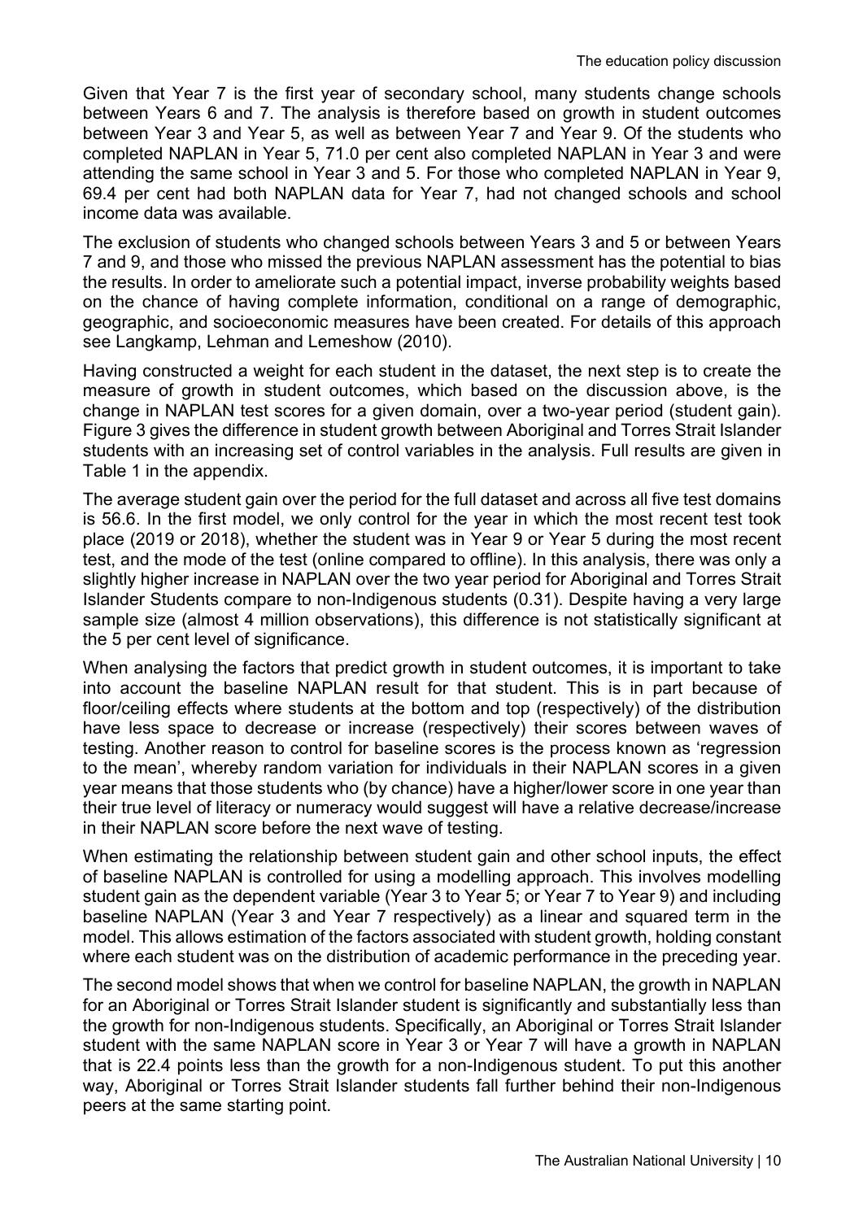Given that Year 7 is the first year of secondary school, many students change schools between Years 6 and 7. The analysis is therefore based on growth in student outcomes between Year 3 and Year 5, as well as between Year 7 and Year 9. Of the students who completed NAPLAN in Year 5, 71.0 per cent also completed NAPLAN in Year 3 and were attending the same school in Year 3 and 5. For those who completed NAPLAN in Year 9, 69.4 per cent had both NAPLAN data for Year 7, had not changed schools and school income data was available.

The exclusion of students who changed schools between Years 3 and 5 or between Years 7 and 9, and those who missed the previous NAPLAN assessment has the potential to bias the results. In order to ameliorate such a potential impact, inverse probability weights based on the chance of having complete information, conditional on a range of demographic, geographic, and socioeconomic measures have been created. For details of this approach see Langkamp, Lehman and Lemeshow (2010).

Having constructed a weight for each student in the dataset, the next step is to create the measure of growth in student outcomes, which based on the discussion above, is the change in NAPLAN test scores for a given domain, over a two-year period (student gain). Figure 3 gives the difference in student growth between Aboriginal and Torres Strait Islander students with an increasing set of control variables in the analysis. Full results are given in Table 1 in the appendix.

The average student gain over the period for the full dataset and across all five test domains is 56.6. In the first model, we only control for the year in which the most recent test took place (2019 or 2018), whether the student was in Year 9 or Year 5 during the most recent test, and the mode of the test (online compared to offline). In this analysis, there was only a slightly higher increase in NAPLAN over the two year period for Aboriginal and Torres Strait Islander Students compare to non-Indigenous students (0.31). Despite having a very large sample size (almost 4 million observations), this difference is not statistically significant at the 5 per cent level of significance.

When analysing the factors that predict growth in student outcomes, it is important to take into account the baseline NAPLAN result for that student. This is in part because of floor/ceiling effects where students at the bottom and top (respectively) of the distribution have less space to decrease or increase (respectively) their scores between waves of testing. Another reason to control for baseline scores is the process known as 'regression to the mean', whereby random variation for individuals in their NAPLAN scores in a given year means that those students who (by chance) have a higher/lower score in one year than their true level of literacy or numeracy would suggest will have a relative decrease/increase in their NAPLAN score before the next wave of testing.

When estimating the relationship between student gain and other school inputs, the effect of baseline NAPLAN is controlled for using a modelling approach. This involves modelling student gain as the dependent variable (Year 3 to Year 5; or Year 7 to Year 9) and including baseline NAPLAN (Year 3 and Year 7 respectively) as a linear and squared term in the model. This allows estimation of the factors associated with student growth, holding constant where each student was on the distribution of academic performance in the preceding year.

The second model shows that when we control for baseline NAPLAN, the growth in NAPLAN for an Aboriginal or Torres Strait Islander student is significantly and substantially less than the growth for non-Indigenous students. Specifically, an Aboriginal or Torres Strait Islander student with the same NAPLAN score in Year 3 or Year 7 will have a growth in NAPLAN that is 22.4 points less than the growth for a non-Indigenous student. To put this another way, Aboriginal or Torres Strait Islander students fall further behind their non-Indigenous peers at the same starting point.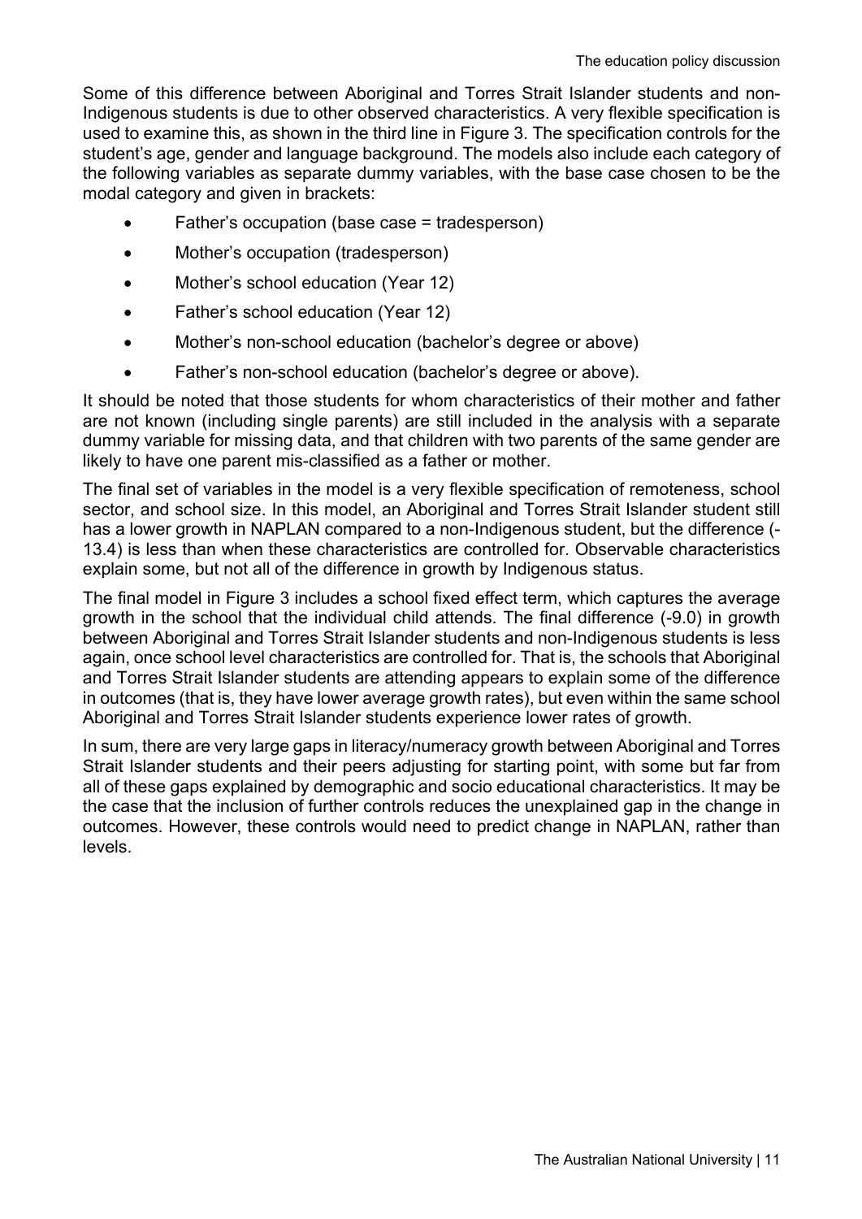Some of this difference between Aboriginal and Torres Strait Islander students and non-Indigenous students is due to other observed characteristics. A very flexible specification is used to examine this, as shown in the third line in Figure 3. The specification controls for the student's age, gender and language background. The models also include each category of the following variables as separate dummy variables, with the base case chosen to be the modal category and given in brackets:

- Father's occupation (base case = tradesperson)
- Mother's occupation (tradesperson)
- Mother's school education (Year 12)
- Father's school education (Year 12)
- Mother's non-school education (bachelor's degree or above)
- Father's non-school education (bachelor's degree or above).

It should be noted that those students for whom characteristics of their mother and father are not known (including single parents) are still included in the analysis with a separate dummy variable for missing data, and that children with two parents of the same gender are likely to have one parent mis-classified as a father or mother.

The final set of variables in the model is a very flexible specification of remoteness, school sector, and school size. In this model, an Aboriginal and Torres Strait Islander student still has a lower growth in NAPLAN compared to a non-Indigenous student, but the difference (-13.4) is less than when these characteristics are controlled for. Observable characteristics explain some, but not all of the difference in growth by Indigenous status.

The final model in Figure 3 includes a school fixed effect term, which captures the average growth in the school that the individual child attends. The final difference (-9.0) in growth between Aboriginal and Torres Strait Islander students and non-Indigenous students is less again, once school level characteristics are controlled for. That is, the schools that Aboriginal and Torres Strait Islander students are attending appears to explain some of the difference in outcomes (that is, they have lower average growth rates), but even within the same school Aboriginal and Torres Strait Islander students experience lower rates of growth.

In sum, there are very large gaps in literacy/numeracy growth between Aboriginal and Torres Strait Islander students and their peers adjusting for starting point, with some but far from all of these gaps explained by demographic and socio educational characteristics. It may be the case that the inclusion of further controls reduces the unexplained gap in the change in outcomes. However, these controls would need to predict change in NAPLAN, rather than levels.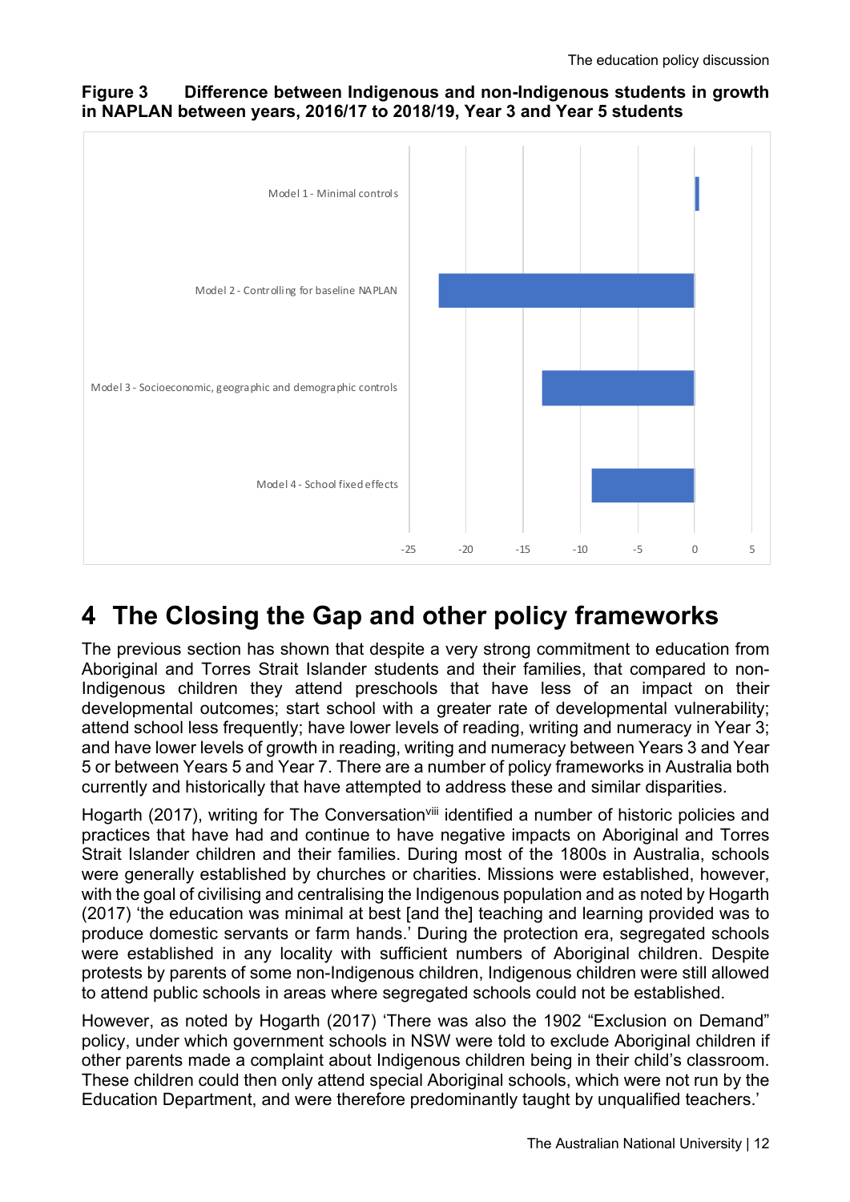**Figure 3 Difference between Indigenous and non-Indigenous students in growth in NAPLAN between years, 2016/17 to 2018/19, Year 3 and Year 5 students**

# 4 The Closing the Gap and other policy frameworks

The previous section has shown that despite a very strong commitment to education from Aboriginal and Torres Strait Islander students and their families, that compared to non-Indigenous children they attend preschools that have less of an impact on their developmental outcomes; start school with a greater rate of developmental vulnerability; attend school less frequently; have lower levels of reading, writing and numeracy in Year 3; and have lower levels of growth in reading, writing and numeracy between Years 3 and Year 5 or between Years 5 and Year 7. There are a number of policy frameworks in Australia both currently and historically that have attempted to address these and similar disparities.

Hogarth (2017), writing for The Conversation[viii] identified a number of historic policies and practices that have had and continue to have negative impacts on Aboriginal and Torres Strait Islander children and their families. During most of the 1800s in Australia, schools were generally established by churches or charities. Missions were established, however, with the goal of civilising and centralising the Indigenous population and as noted by Hogarth (2017) 'the education was minimal at best [and the] teaching and learning provided was to produce domestic servants or farm hands.' During the protection era, segregated schools were established in any locality with sufficient numbers of Aboriginal children. Despite protests by parents of some non-Indigenous children, Indigenous children were still allowed to attend public schools in areas where segregated schools could not be established.

However, as noted by Hogarth (2017) 'There was also the 1902 "Exclusion on Demand" policy, under which government schools in NSW were told to exclude Aboriginal children if other parents made a complaint about Indigenous children being in their child's classroom. These children could then only attend special Aboriginal schools, which were not run by the Education Department, and were therefore predominantly taught by unqualified teachers.'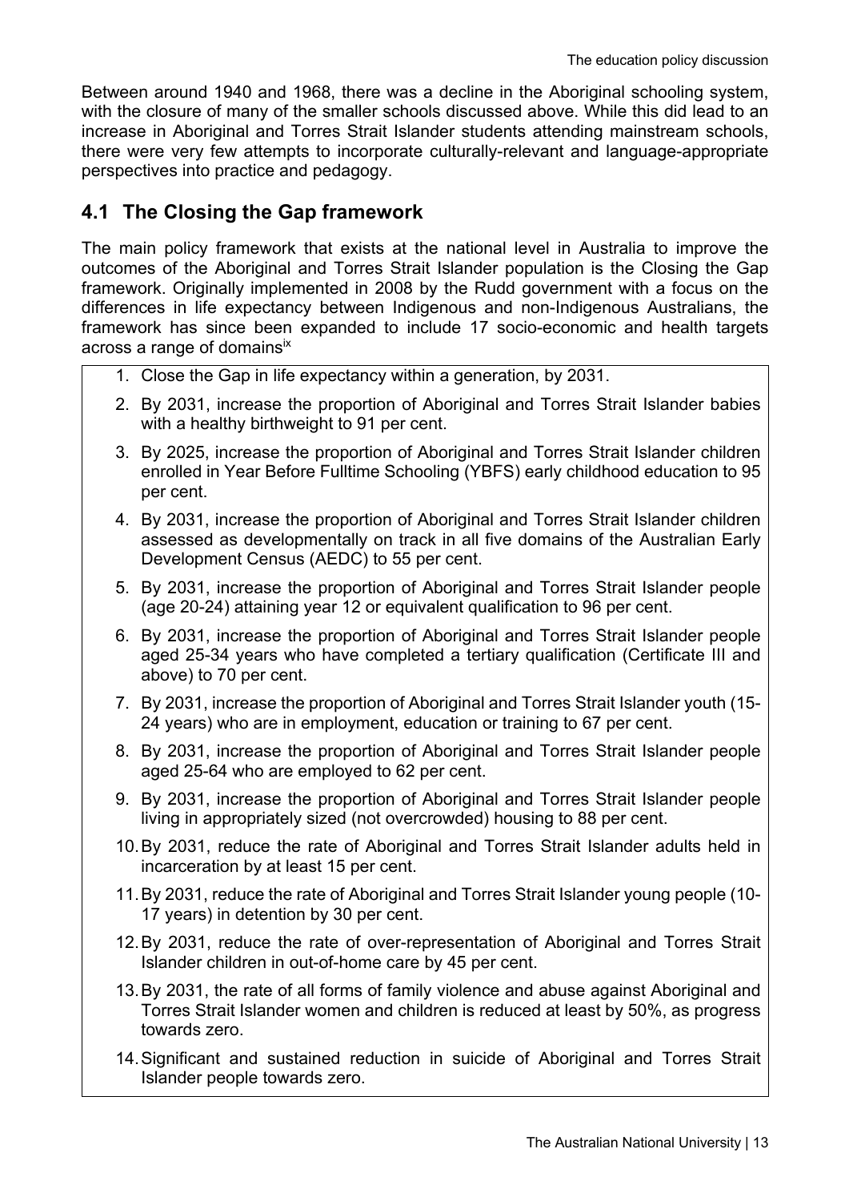Between around 1940 and 1968, there was a decline in the Aboriginal schooling system, with the closure of many of the smaller schools discussed above. While this did lead to an increase in Aboriginal and Torres Strait Islander students attending mainstream schools, there were very few attempts to incorporate culturally-relevant and language-appropriate perspectives into practice and pedagogy.

## 4.1 The Closing the Gap framework

The main policy framework that exists at the national level in Australia to improve the outcomes of the Aboriginal and Torres Strait Islander population is the Closing the Gap framework. Originally implemented in 2008 by the Rudd government with a focus on the differences in life expectancy between Indigenous and non-Indigenous Australians, the framework has since been expanded to include 17 socio-economic and health targets across a range of domains[ix]

1. Close the Gap in life expectancy within a generation, by 2031.
2. By 2031, increase the proportion of Aboriginal and Torres Strait Islander babies with a healthy birthweight to 91 per cent.
3. By 2025, increase the proportion of Aboriginal and Torres Strait Islander children enrolled in Year Before Fulltime Schooling (YBFS) early childhood education to 95 per cent.
4. By 2031, increase the proportion of Aboriginal and Torres Strait Islander children assessed as developmentally on track in all five domains of the Australian Early Development Census (AEDC) to 55 per cent.
5. By 2031, increase the proportion of Aboriginal and Torres Strait Islander people (age 20-24) attaining year 12 or equivalent qualification to 96 per cent.
6. By 2031, increase the proportion of Aboriginal and Torres Strait Islander people aged 25-34 years who have completed a tertiary qualification (Certificate III and above) to 70 per cent.
7. By 2031, increase the proportion of Aboriginal and Torres Strait Islander youth (15-24 years) who are in employment, education or training to 67 per cent.
8. By 2031, increase the proportion of Aboriginal and Torres Strait Islander people aged 25-64 who are employed to 62 per cent.
9. By 2031, increase the proportion of Aboriginal and Torres Strait Islander people living in appropriately sized (not overcrowded) housing to 88 per cent.
10. By 2031, reduce the rate of Aboriginal and Torres Strait Islander adults held in incarceration by at least 15 per cent.
11. By 2031, reduce the rate of Aboriginal and Torres Strait Islander young people (10-17 years) in detention by 30 per cent.
12. By 2031, reduce the rate of over-representation of Aboriginal and Torres Strait Islander children in out-of-home care by 45 per cent.
13. By 2031, the rate of all forms of family violence and abuse against Aboriginal and Torres Strait Islander women and children is reduced at least by 50%, as progress towards zero.
14. Significant and sustained reduction in suicide of Aboriginal and Torres Strait Islander people towards zero.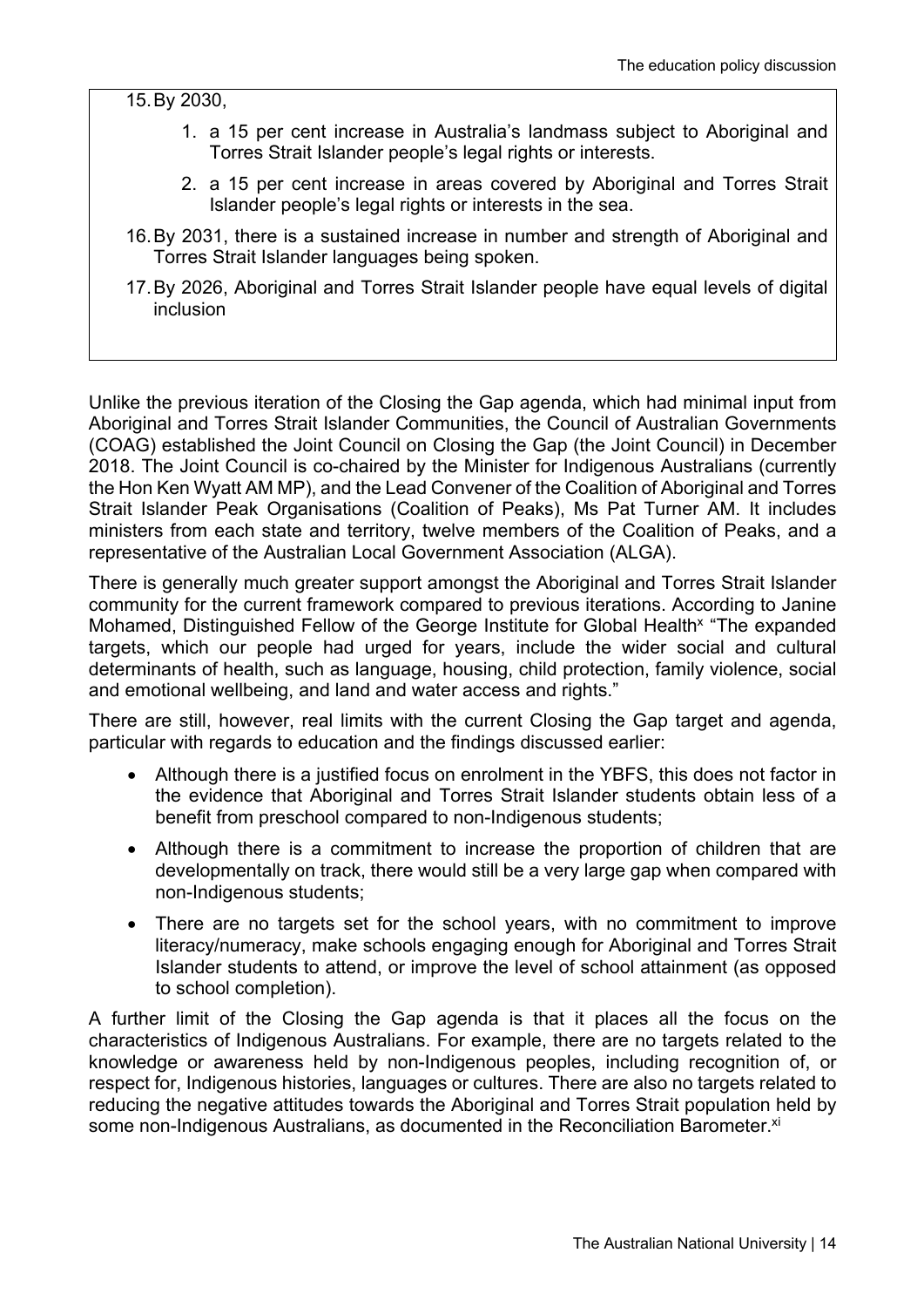15. By 2030,

    1. a 15 per cent increase in Australia's landmass subject to Aboriginal and Torres Strait Islander people's legal rights or interests.

    2. a 15 per cent increase in areas covered by Aboriginal and Torres Strait Islander people's legal rights or interests in the sea.

16. By 2031, there is a sustained increase in number and strength of Aboriginal and Torres Strait Islander languages being spoken.

17. By 2026, Aboriginal and Torres Strait Islander people have equal levels of digital inclusion

Unlike the previous iteration of the Closing the Gap agenda, which had minimal input from Aboriginal and Torres Strait Islander Communities, the Council of Australian Governments (COAG) established the Joint Council on Closing the Gap (the Joint Council) in December 2018. The Joint Council is co-chaired by the Minister for Indigenous Australians (currently the Hon Ken Wyatt AM MP), and the Lead Convener of the Coalition of Aboriginal and Torres Strait Islander Peak Organisations (Coalition of Peaks), Ms Pat Turner AM. It includes ministers from each state and territory, twelve members of the Coalition of Peaks, and a representative of the Australian Local Government Association (ALGA).

There is generally much greater support amongst the Aboriginal and Torres Strait Islander community for the current framework compared to previous iterations. According to Janine Mohamed, Distinguished Fellow of the George Institute for Global Health[x] "The expanded targets, which our people had urged for years, include the wider social and cultural determinants of health, such as language, housing, child protection, family violence, social and emotional wellbeing, and land and water access and rights."

There are still, however, real limits with the current Closing the Gap target and agenda, particular with regards to education and the findings discussed earlier:

- Although there is a justified focus on enrolment in the YBFS, this does not factor in the evidence that Aboriginal and Torres Strait Islander students obtain less of a benefit from preschool compared to non-Indigenous students;
- Although there is a commitment to increase the proportion of children that are developmentally on track, there would still be a very large gap when compared with non-Indigenous students;
- There are no targets set for the school years, with no commitment to improve literacy/numeracy, make schools engaging enough for Aboriginal and Torres Strait Islander students to attend, or improve the level of school attainment (as opposed to school completion).

A further limit of the Closing the Gap agenda is that it places all the focus on the characteristics of Indigenous Australians. For example, there are no targets related to the knowledge or awareness held by non-Indigenous peoples, including recognition of, or respect for, Indigenous histories, languages or cultures. There are also no targets related to reducing the negative attitudes towards the Aboriginal and Torres Strait population held by some non-Indigenous Australians, as documented in the Reconciliation Barometer.[xi]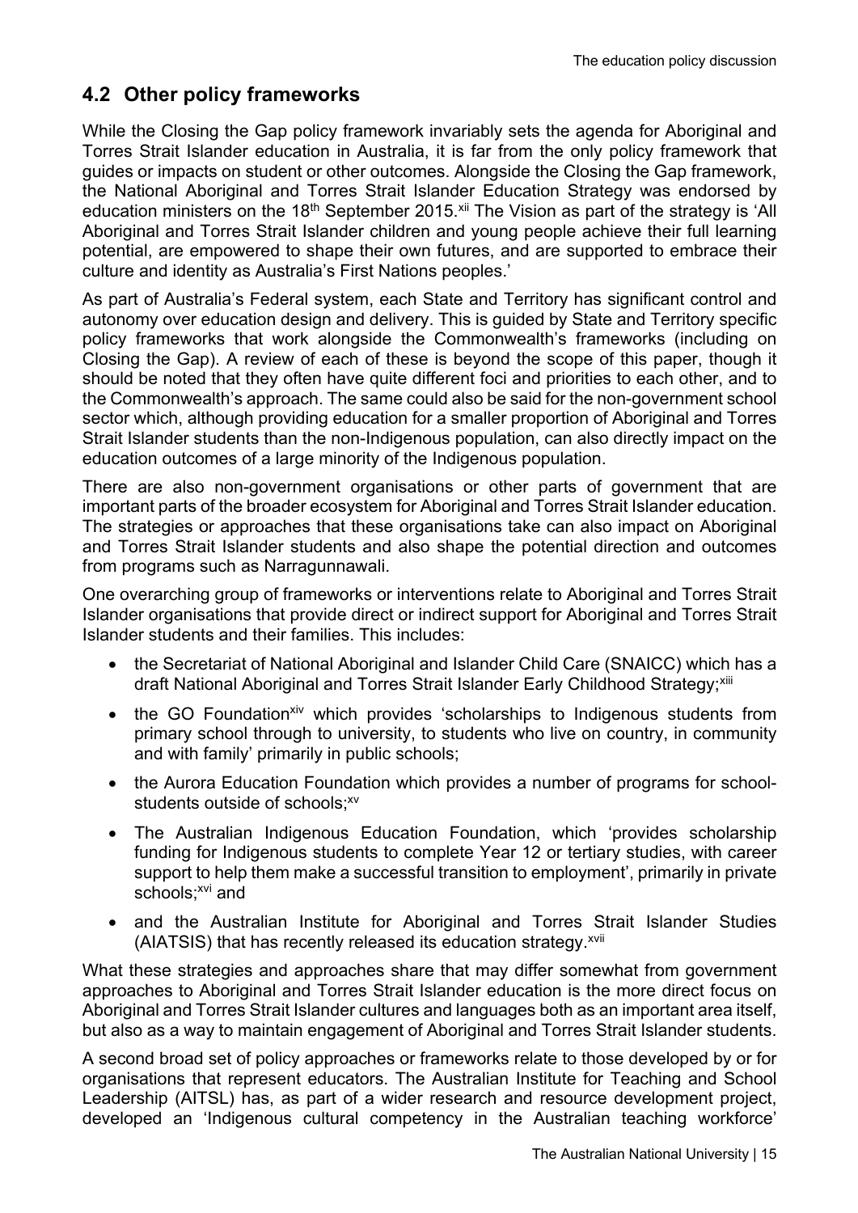## 4.2 Other policy frameworks

While the Closing the Gap policy framework invariably sets the agenda for Aboriginal and Torres Strait Islander education in Australia, it is far from the only policy framework that guides or impacts on student or other outcomes. Alongside the Closing the Gap framework, the National Aboriginal and Torres Strait Islander Education Strategy was endorsed by education ministers on the 18th September 2015.[xii] The Vision as part of the strategy is 'All Aboriginal and Torres Strait Islander children and young people achieve their full learning potential, are empowered to shape their own futures, and are supported to embrace their culture and identity as Australia's First Nations peoples.'

As part of Australia's Federal system, each State and Territory has significant control and autonomy over education design and delivery. This is guided by State and Territory specific policy frameworks that work alongside the Commonwealth's frameworks (including on Closing the Gap). A review of each of these is beyond the scope of this paper, though it should be noted that they often have quite different foci and priorities to each other, and to the Commonwealth's approach. The same could also be said for the non-government school sector which, although providing education for a smaller proportion of Aboriginal and Torres Strait Islander students than the non-Indigenous population, can also directly impact on the education outcomes of a large minority of the Indigenous population.

There are also non-government organisations or other parts of government that are important parts of the broader ecosystem for Aboriginal and Torres Strait Islander education. The strategies or approaches that these organisations take can also impact on Aboriginal and Torres Strait Islander students and also shape the potential direction and outcomes from programs such as Narragunnawali.

One overarching group of frameworks or interventions relate to Aboriginal and Torres Strait Islander organisations that provide direct or indirect support for Aboriginal and Torres Strait Islander students and their families. This includes:

- the Secretariat of National Aboriginal and Islander Child Care (SNAICC) which has a draft National Aboriginal and Torres Strait Islander Early Childhood Strategy;[xiii]
- the GO Foundation[xiv] which provides 'scholarships to Indigenous students from primary school through to university, to students who live on country, in community and with family' primarily in public schools;
- the Aurora Education Foundation which provides a number of programs for school-students outside of schools;[xv]
- The Australian Indigenous Education Foundation, which 'provides scholarship funding for Indigenous students to complete Year 12 or tertiary studies, with career support to help them make a successful transition to employment', primarily in private schools;[xvi] and
- and the Australian Institute for Aboriginal and Torres Strait Islander Studies (AIATSIS) that has recently released its education strategy.[xvii]

What these strategies and approaches share that may differ somewhat from government approaches to Aboriginal and Torres Strait Islander education is the more direct focus on Aboriginal and Torres Strait Islander cultures and languages both as an important area itself, but also as a way to maintain engagement of Aboriginal and Torres Strait Islander students.

A second broad set of policy approaches or frameworks relate to those developed by or for organisations that represent educators. The Australian Institute for Teaching and School Leadership (AITSL) has, as part of a wider research and resource development project, developed an 'Indigenous cultural competency in the Australian teaching workforce'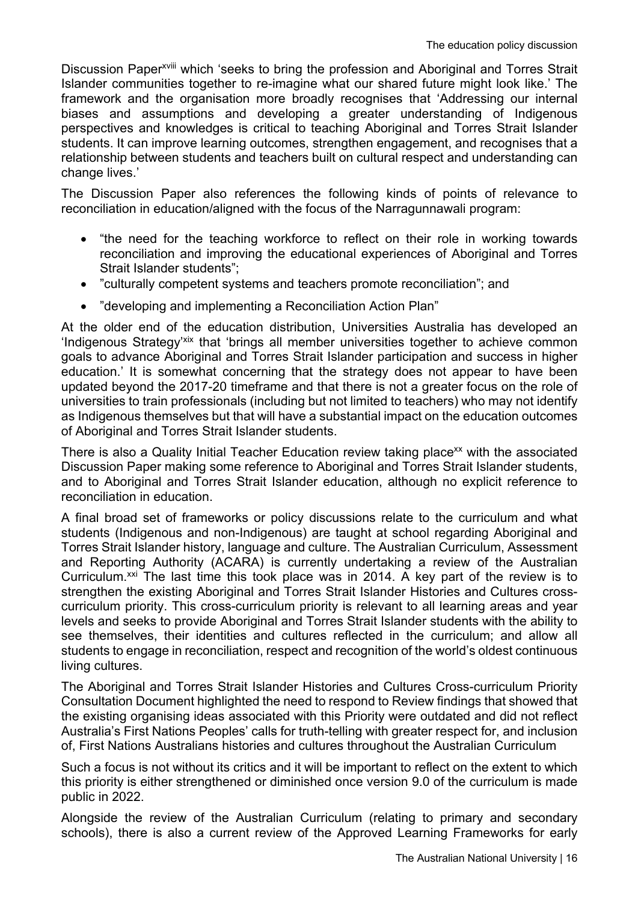Discussion Paper[xviii] which 'seeks to bring the profession and Aboriginal and Torres Strait Islander communities together to re-imagine what our shared future might look like.' The framework and the organisation more broadly recognises that 'Addressing our internal biases and assumptions and developing a greater understanding of Indigenous perspectives and knowledges is critical to teaching Aboriginal and Torres Strait Islander students. It can improve learning outcomes, strengthen engagement, and recognises that a relationship between students and teachers built on cultural respect and understanding can change lives.'

The Discussion Paper also references the following kinds of points of relevance to reconciliation in education/aligned with the focus of the Narragunnawali program:

- "the need for the teaching workforce to reflect on their role in working towards reconciliation and improving the educational experiences of Aboriginal and Torres Strait Islander students";
- "culturally competent systems and teachers promote reconciliation"; and
- "developing and implementing a Reconciliation Action Plan"

At the older end of the education distribution, Universities Australia has developed an 'Indigenous Strategy'[xix] that 'brings all member universities together to achieve common goals to advance Aboriginal and Torres Strait Islander participation and success in higher education.' It is somewhat concerning that the strategy does not appear to have been updated beyond the 2017-20 timeframe and that there is not a greater focus on the role of universities to train professionals (including but not limited to teachers) who may not identify as Indigenous themselves but that will have a substantial impact on the education outcomes of Aboriginal and Torres Strait Islander students.

There is also a Quality Initial Teacher Education review taking place[xx] with the associated Discussion Paper making some reference to Aboriginal and Torres Strait Islander students, and to Aboriginal and Torres Strait Islander education, although no explicit reference to reconciliation in education.

A final broad set of frameworks or policy discussions relate to the curriculum and what students (Indigenous and non-Indigenous) are taught at school regarding Aboriginal and Torres Strait Islander history, language and culture. The Australian Curriculum, Assessment and Reporting Authority (ACARA) is currently undertaking a review of the Australian Curriculum.[xxi] The last time this took place was in 2014. A key part of the review is to strengthen the existing Aboriginal and Torres Strait Islander Histories and Cultures cross-curriculum priority. This cross-curriculum priority is relevant to all learning areas and year levels and seeks to provide Aboriginal and Torres Strait Islander students with the ability to see themselves, their identities and cultures reflected in the curriculum; and allow all students to engage in reconciliation, respect and recognition of the world's oldest continuous living cultures.

The Aboriginal and Torres Strait Islander Histories and Cultures Cross-curriculum Priority Consultation Document highlighted the need to respond to Review findings that showed that the existing organising ideas associated with this Priority were outdated and did not reflect Australia's First Nations Peoples' calls for truth-telling with greater respect for, and inclusion of, First Nations Australians histories and cultures throughout the Australian Curriculum

Such a focus is not without its critics and it will be important to reflect on the extent to which this priority is either strengthened or diminished once version 9.0 of the curriculum is made public in 2022.

Alongside the review of the Australian Curriculum (relating to primary and secondary schools), there is also a current review of the Approved Learning Frameworks for early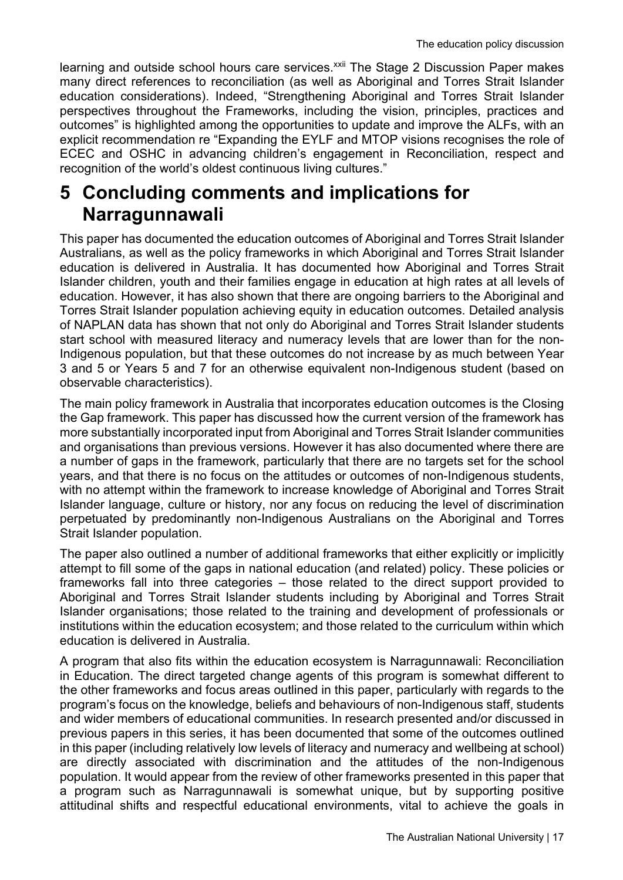learning and outside school hours care services.[xxii] The Stage 2 Discussion Paper makes many direct references to reconciliation (as well as Aboriginal and Torres Strait Islander education considerations). Indeed, "Strengthening Aboriginal and Torres Strait Islander perspectives throughout the Frameworks, including the vision, principles, practices and outcomes" is highlighted among the opportunities to update and improve the ALFs, with an explicit recommendation re "Expanding the EYLF and MTOP visions recognises the role of ECEC and OSHC in advancing children's engagement in Reconciliation, respect and recognition of the world's oldest continuous living cultures."

# 5 Concluding comments and implications for Narragunnawali

This paper has documented the education outcomes of Aboriginal and Torres Strait Islander Australians, as well as the policy frameworks in which Aboriginal and Torres Strait Islander education is delivered in Australia. It has documented how Aboriginal and Torres Strait Islander children, youth and their families engage in education at high rates at all levels of education. However, it has also shown that there are ongoing barriers to the Aboriginal and Torres Strait Islander population achieving equity in education outcomes. Detailed analysis of NAPLAN data has shown that not only do Aboriginal and Torres Strait Islander students start school with measured literacy and numeracy levels that are lower than for the non-Indigenous population, but that these outcomes do not increase by as much between Year 3 and 5 or Years 5 and 7 for an otherwise equivalent non-Indigenous student (based on observable characteristics).

The main policy framework in Australia that incorporates education outcomes is the Closing the Gap framework. This paper has discussed how the current version of the framework has more substantially incorporated input from Aboriginal and Torres Strait Islander communities and organisations than previous versions. However it has also documented where there are a number of gaps in the framework, particularly that there are no targets set for the school years, and that there is no focus on the attitudes or outcomes of non-Indigenous students, with no attempt within the framework to increase knowledge of Aboriginal and Torres Strait Islander language, culture or history, nor any focus on reducing the level of discrimination perpetuated by predominantly non-Indigenous Australians on the Aboriginal and Torres Strait Islander population.

The paper also outlined a number of additional frameworks that either explicitly or implicitly attempt to fill some of the gaps in national education (and related) policy. These policies or frameworks fall into three categories – those related to the direct support provided to Aboriginal and Torres Strait Islander students including by Aboriginal and Torres Strait Islander organisations; those related to the training and development of professionals or institutions within the education ecosystem; and those related to the curriculum within which education is delivered in Australia.

A program that also fits within the education ecosystem is Narragunnawali: Reconciliation in Education. The direct targeted change agents of this program is somewhat different to the other frameworks and focus areas outlined in this paper, particularly with regards to the program's focus on the knowledge, beliefs and behaviours of non-Indigenous staff, students and wider members of educational communities. In research presented and/or discussed in previous papers in this series, it has been documented that some of the outcomes outlined in this paper (including relatively low levels of literacy and numeracy and wellbeing at school) are directly associated with discrimination and the attitudes of the non-Indigenous population. It would appear from the review of other frameworks presented in this paper that a program such as Narragunnawali is somewhat unique, but by supporting positive attitudinal shifts and respectful educational environments, vital to achieve the goals in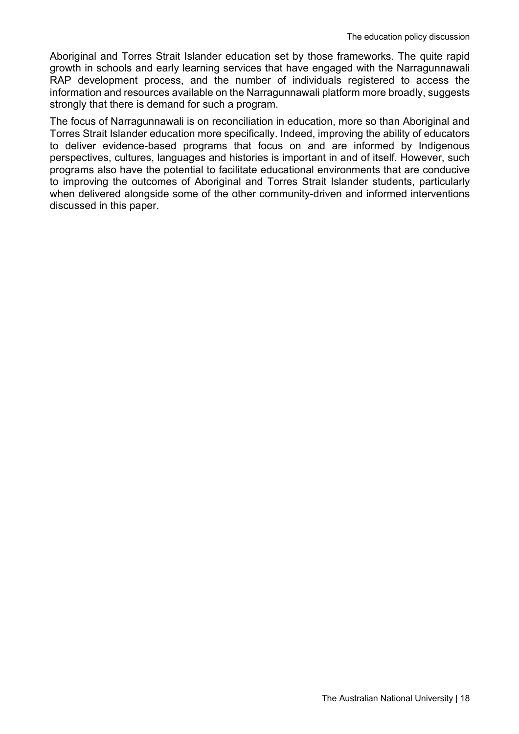Aboriginal and Torres Strait Islander education set by those frameworks. The quite rapid growth in schools and early learning services that have engaged with the Narragunnawali RAP development process, and the number of individuals registered to access the information and resources available on the Narragunnawali platform more broadly, suggests strongly that there is demand for such a program.

The focus of Narragunnawali is on reconciliation in education, more so than Aboriginal and Torres Strait Islander education more specifically. Indeed, improving the ability of educators to deliver evidence-based programs that focus on and are informed by Indigenous perspectives, cultures, languages and histories is important in and of itself. However, such programs also have the potential to facilitate educational environments that are conducive to improving the outcomes of Aboriginal and Torres Strait Islander students, particularly when delivered alongside some of the other community-driven and informed interventions discussed in this paper.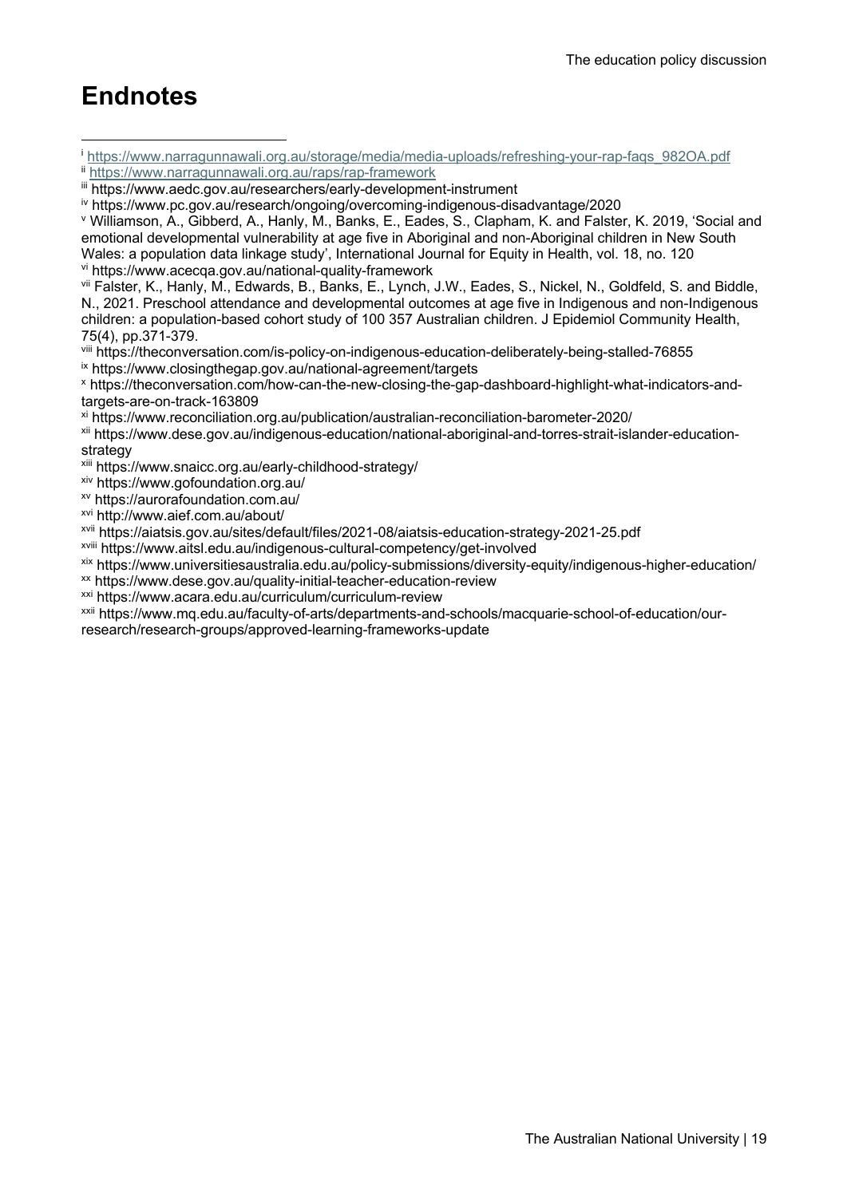# Endnotes

[i] https://www.narragunnawali.org.au/storage/media/media-uploads/refreshing-your-rap-faqs_982OA.pdf

[ii] https://www.narragunnawali.org.au/raps/rap-framework

[iii] https://www.aedc.gov.au/researchers/early-development-instrument

[iv] https://www.pc.gov.au/research/ongoing/overcoming-indigenous-disadvantage/2020

[v] Williamson, A., Gibberd, A., Hanly, M., Banks, E., Eades, S., Clapham, K. and Falster, K. 2019, 'Social and emotional developmental vulnerability at age five in Aboriginal and non-Aboriginal children in New South Wales: a population data linkage study', International Journal for Equity in Health, vol. 18, no. 120

[vi] https://www.acecqa.gov.au/national-quality-framework

[vii] Falster, K., Hanly, M., Edwards, B., Banks, E., Lynch, J.W., Eades, S., Nickel, N., Goldfeld, S. and Biddle, N., 2021. Preschool attendance and developmental outcomes at age five in Indigenous and non-Indigenous children: a population-based cohort study of 100 357 Australian children. J Epidemiol Community Health, 75(4), pp.371-379.

[viii] https://theconversation.com/is-policy-on-indigenous-education-deliberately-being-stalled-76855

[ix] https://www.closingthegap.gov.au/national-agreement/targets

[x] https://theconversation.com/how-can-the-new-closing-the-gap-dashboard-highlight-what-indicators-and-targets-are-on-track-163809

[xi] https://www.reconciliation.org.au/publication/australian-reconciliation-barometer-2020/

[xii] https://www.dese.gov.au/indigenous-education/national-aboriginal-and-torres-strait-islander-education-strategy

[xiii] https://www.snaicc.org.au/early-childhood-strategy/

[xiv] https://www.gofoundation.org.au/

[xv] https://aurorafoundation.com.au/

[xvi] http://www.aief.com.au/about/

[xvii] https://aiatsis.gov.au/sites/default/files/2021-08/aiatsis-education-strategy-2021-25.pdf

[xviii] https://www.aitsl.edu.au/indigenous-cultural-competency/get-involved

[xix] https://www.universitiesaustralia.edu.au/policy-submissions/diversity-equity/indigenous-higher-education/

[xx] https://www.dese.gov.au/quality-initial-teacher-education-review

[xxi] https://www.acara.edu.au/curriculum/curriculum-review

[xxii] https://www.mq.edu.au/faculty-of-arts/departments-and-schools/macquarie-school-of-education/our-research/research-groups/approved-learning-frameworks-update